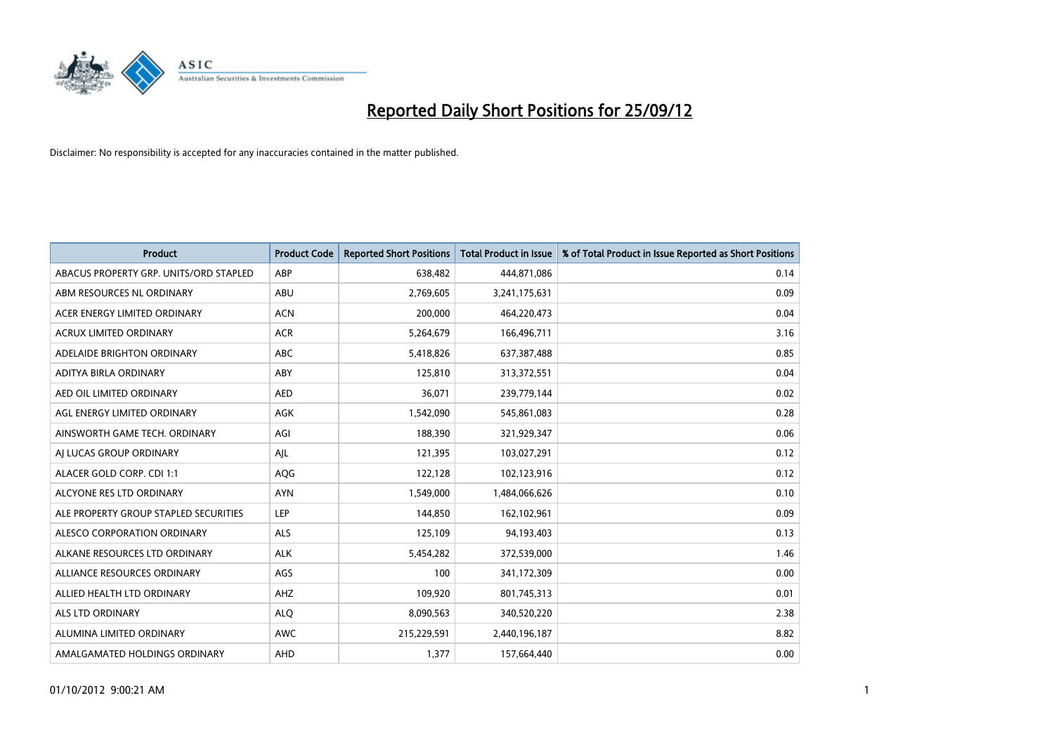# Reported Daily Short Positions for 25/09/12

Disclaimer: No responsibility is accepted for any inaccuracies contained in the matter published.

| Product | Product Code | Reported Short Positions | Total Product in Issue | % of Total Product in Issue Reported as Short Positions |
|---|---|---|---|---|
| ABACUS PROPERTY GRP. UNITS/ORD STAPLED | ABP | 638,482 | 444,871,086 | 0.14 |
| ABM RESOURCES NL ORDINARY | ABU | 2,769,605 | 3,241,175,631 | 0.09 |
| ACER ENERGY LIMITED ORDINARY | ACN | 200,000 | 464,220,473 | 0.04 |
| ACRUX LIMITED ORDINARY | ACR | 5,264,679 | 166,496,711 | 3.16 |
| ADELAIDE BRIGHTON ORDINARY | ABC | 5,418,826 | 637,387,488 | 0.85 |
| ADITYA BIRLA ORDINARY | ABY | 125,810 | 313,372,551 | 0.04 |
| AED OIL LIMITED ORDINARY | AED | 36,071 | 239,779,144 | 0.02 |
| AGL ENERGY LIMITED ORDINARY | AGK | 1,542,090 | 545,861,083 | 0.28 |
| AINSWORTH GAME TECH. ORDINARY | AGI | 188,390 | 321,929,347 | 0.06 |
| AJ LUCAS GROUP ORDINARY | AJL | 121,395 | 103,027,291 | 0.12 |
| ALACER GOLD CORP. CDI 1:1 | AQG | 122,128 | 102,123,916 | 0.12 |
| ALCYONE RES LTD ORDINARY | AYN | 1,549,000 | 1,484,066,626 | 0.10 |
| ALE PROPERTY GROUP STAPLED SECURITIES | LEP | 144,850 | 162,102,961 | 0.09 |
| ALESCO CORPORATION ORDINARY | ALS | 125,109 | 94,193,403 | 0.13 |
| ALKANE RESOURCES LTD ORDINARY | ALK | 5,454,282 | 372,539,000 | 1.46 |
| ALLIANCE RESOURCES ORDINARY | AGS | 100 | 341,172,309 | 0.00 |
| ALLIED HEALTH LTD ORDINARY | AHZ | 109,920 | 801,745,313 | 0.01 |
| ALS LTD ORDINARY | ALQ | 8,090,563 | 340,520,220 | 2.38 |
| ALUMINA LIMITED ORDINARY | AWC | 215,229,591 | 2,440,196,187 | 8.82 |
| AMALGAMATED HOLDINGS ORDINARY | AHD | 1,377 | 157,664,440 | 0.00 |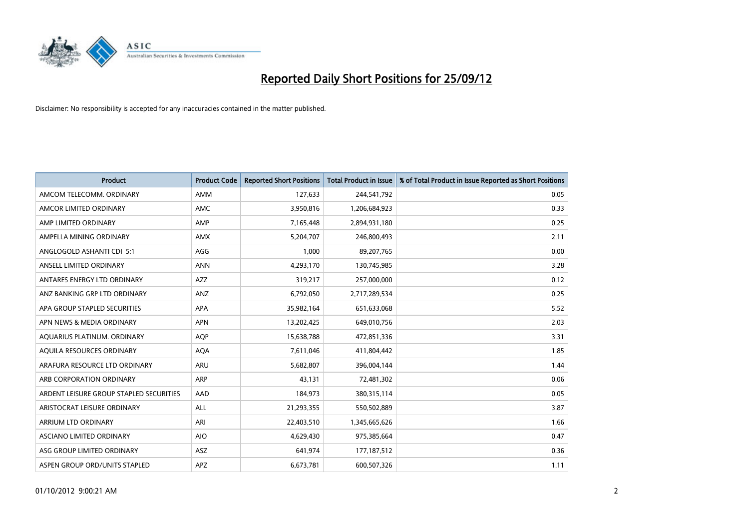# Reported Daily Short Positions for 25/09/12

Disclaimer: No responsibility is accepted for any inaccuracies contained in the matter published.

| Product | Product Code | Reported Short Positions | Total Product in Issue | % of Total Product in Issue Reported as Short Positions |
|---|---|---|---|---|
| AMCOM TELECOMM. ORDINARY | AMM | 127,633 | 244,541,792 | 0.05 |
| AMCOR LIMITED ORDINARY | AMC | 3,950,816 | 1,206,684,923 | 0.33 |
| AMP LIMITED ORDINARY | AMP | 7,165,448 | 2,894,931,180 | 0.25 |
| AMPELLA MINING ORDINARY | AMX | 5,204,707 | 246,800,493 | 2.11 |
| ANGLOGOLD ASHANTI CDI 5:1 | AGG | 1,000 | 89,207,765 | 0.00 |
| ANSELL LIMITED ORDINARY | ANN | 4,293,170 | 130,745,985 | 3.28 |
| ANTARES ENERGY LTD ORDINARY | AZZ | 319,217 | 257,000,000 | 0.12 |
| ANZ BANKING GRP LTD ORDINARY | ANZ | 6,792,050 | 2,717,289,534 | 0.25 |
| APA GROUP STAPLED SECURITIES | APA | 35,982,164 | 651,633,068 | 5.52 |
| APN NEWS & MEDIA ORDINARY | APN | 13,202,425 | 649,010,756 | 2.03 |
| AQUARIUS PLATINUM. ORDINARY | AQP | 15,638,788 | 472,851,336 | 3.31 |
| AQUILA RESOURCES ORDINARY | AQA | 7,611,046 | 411,804,442 | 1.85 |
| ARAFURA RESOURCE LTD ORDINARY | ARU | 5,682,807 | 396,004,144 | 1.44 |
| ARB CORPORATION ORDINARY | ARP | 43,131 | 72,481,302 | 0.06 |
| ARDENT LEISURE GROUP STAPLED SECURITIES | AAD | 184,973 | 380,315,114 | 0.05 |
| ARISTOCRAT LEISURE ORDINARY | ALL | 21,293,355 | 550,502,889 | 3.87 |
| ARRIUM LTD ORDINARY | ARI | 22,403,510 | 1,345,665,626 | 1.66 |
| ASCIANO LIMITED ORDINARY | AIO | 4,629,430 | 975,385,664 | 0.47 |
| ASG GROUP LIMITED ORDINARY | ASZ | 641,974 | 177,187,512 | 0.36 |
| ASPEN GROUP ORD/UNITS STAPLED | APZ | 6,673,781 | 600,507,326 | 1.11 |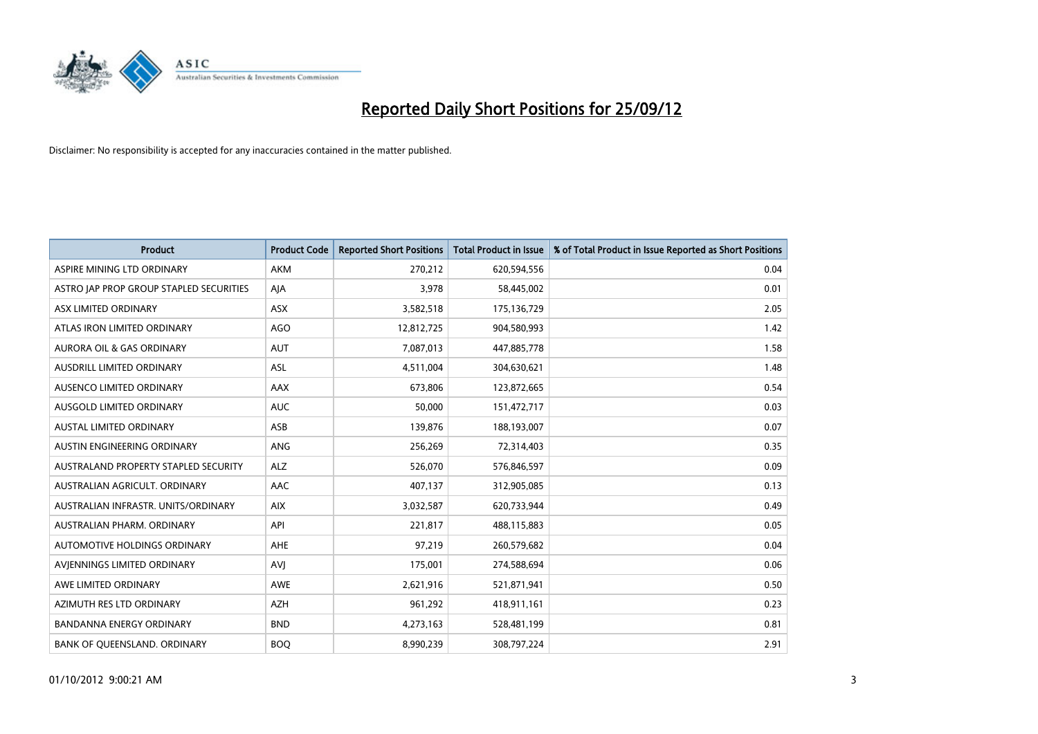# Reported Daily Short Positions for 25/09/12

Disclaimer: No responsibility is accepted for any inaccuracies contained in the matter published.

| Product | Product Code | Reported Short Positions | Total Product in Issue | % of Total Product in Issue Reported as Short Positions |
|---|---|---|---|---|
| ASPIRE MINING LTD ORDINARY | AKM | 270,212 | 620,594,556 | 0.04 |
| ASTRO JAP PROP GROUP STAPLED SECURITIES | AJA | 3,978 | 58,445,002 | 0.01 |
| ASX LIMITED ORDINARY | ASX | 3,582,518 | 175,136,729 | 2.05 |
| ATLAS IRON LIMITED ORDINARY | AGO | 12,812,725 | 904,580,993 | 1.42 |
| AURORA OIL & GAS ORDINARY | AUT | 7,087,013 | 447,885,778 | 1.58 |
| AUSDRILL LIMITED ORDINARY | ASL | 4,511,004 | 304,630,621 | 1.48 |
| AUSENCO LIMITED ORDINARY | AAX | 673,806 | 123,872,665 | 0.54 |
| AUSGOLD LIMITED ORDINARY | AUC | 50,000 | 151,472,717 | 0.03 |
| AUSTAL LIMITED ORDINARY | ASB | 139,876 | 188,193,007 | 0.07 |
| AUSTIN ENGINEERING ORDINARY | ANG | 256,269 | 72,314,403 | 0.35 |
| AUSTRALAND PROPERTY STAPLED SECURITY | ALZ | 526,070 | 576,846,597 | 0.09 |
| AUSTRALIAN AGRICULT. ORDINARY | AAC | 407,137 | 312,905,085 | 0.13 |
| AUSTRALIAN INFRASTR. UNITS/ORDINARY | AIX | 3,032,587 | 620,733,944 | 0.49 |
| AUSTRALIAN PHARM. ORDINARY | API | 221,817 | 488,115,883 | 0.05 |
| AUTOMOTIVE HOLDINGS ORDINARY | AHE | 97,219 | 260,579,682 | 0.04 |
| AVJENNINGS LIMITED ORDINARY | AVJ | 175,001 | 274,588,694 | 0.06 |
| AWE LIMITED ORDINARY | AWE | 2,621,916 | 521,871,941 | 0.50 |
| AZIMUTH RES LTD ORDINARY | AZH | 961,292 | 418,911,161 | 0.23 |
| BANDANNA ENERGY ORDINARY | BND | 4,273,163 | 528,481,199 | 0.81 |
| BANK OF QUEENSLAND. ORDINARY | BOQ | 8,990,239 | 308,797,224 | 2.91 |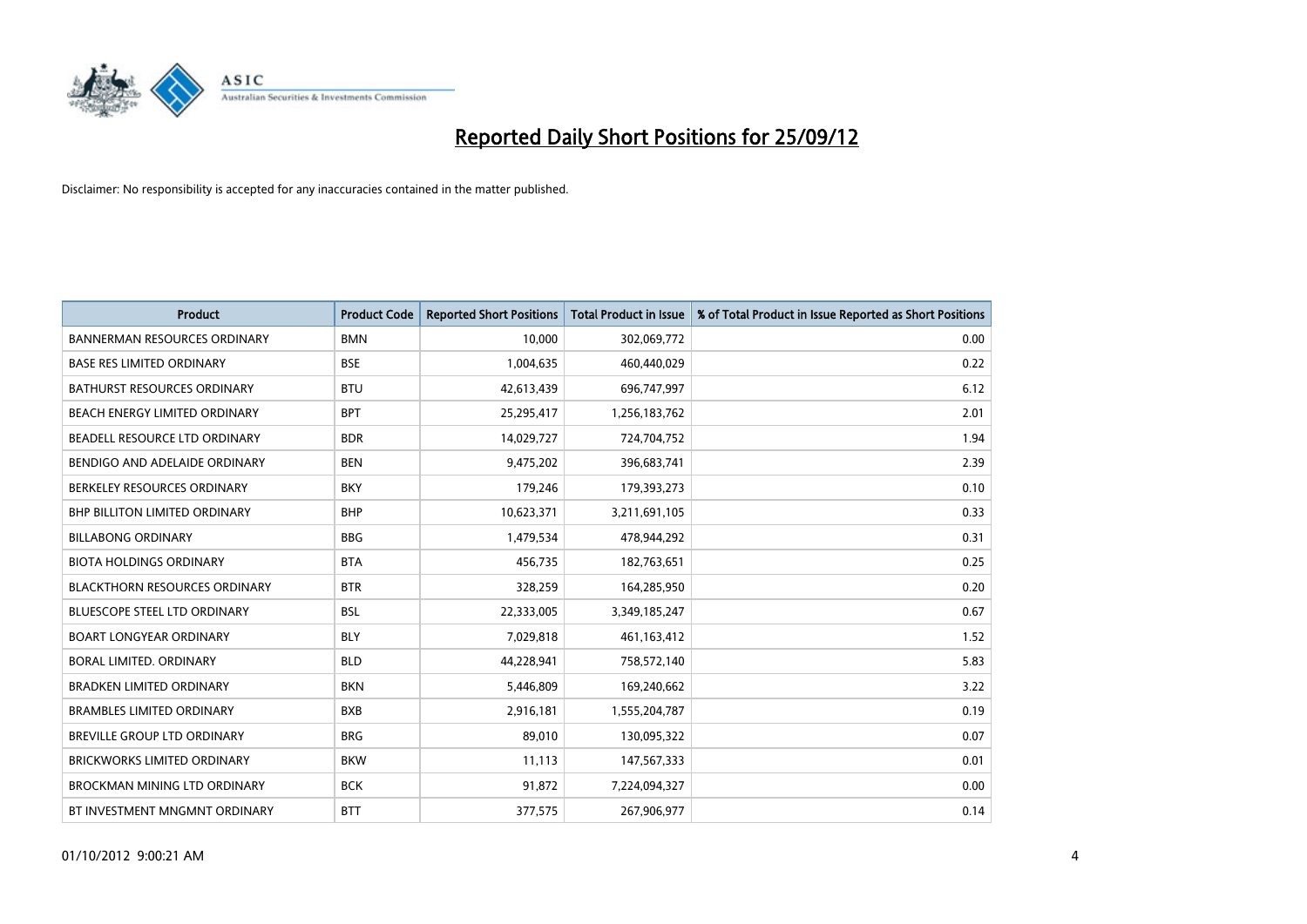# Reported Daily Short Positions for 25/09/12

Disclaimer: No responsibility is accepted for any inaccuracies contained in the matter published.

| Product | Product Code | Reported Short Positions | Total Product in Issue | % of Total Product in Issue Reported as Short Positions |
|---|---|---|---|---|
| BANNERMAN RESOURCES ORDINARY | BMN | 10,000 | 302,069,772 | 0.00 |
| BASE RES LIMITED ORDINARY | BSE | 1,004,635 | 460,440,029 | 0.22 |
| BATHURST RESOURCES ORDINARY | BTU | 42,613,439 | 696,747,997 | 6.12 |
| BEACH ENERGY LIMITED ORDINARY | BPT | 25,295,417 | 1,256,183,762 | 2.01 |
| BEADELL RESOURCE LTD ORDINARY | BDR | 14,029,727 | 724,704,752 | 1.94 |
| BENDIGO AND ADELAIDE ORDINARY | BEN | 9,475,202 | 396,683,741 | 2.39 |
| BERKELEY RESOURCES ORDINARY | BKY | 179,246 | 179,393,273 | 0.10 |
| BHP BILLITON LIMITED ORDINARY | BHP | 10,623,371 | 3,211,691,105 | 0.33 |
| BILLABONG ORDINARY | BBG | 1,479,534 | 478,944,292 | 0.31 |
| BIOTA HOLDINGS ORDINARY | BTA | 456,735 | 182,763,651 | 0.25 |
| BLACKTHORN RESOURCES ORDINARY | BTR | 328,259 | 164,285,950 | 0.20 |
| BLUESCOPE STEEL LTD ORDINARY | BSL | 22,333,005 | 3,349,185,247 | 0.67 |
| BOART LONGYEAR ORDINARY | BLY | 7,029,818 | 461,163,412 | 1.52 |
| BORAL LIMITED. ORDINARY | BLD | 44,228,941 | 758,572,140 | 5.83 |
| BRADKEN LIMITED ORDINARY | BKN | 5,446,809 | 169,240,662 | 3.22 |
| BRAMBLES LIMITED ORDINARY | BXB | 2,916,181 | 1,555,204,787 | 0.19 |
| BREVILLE GROUP LTD ORDINARY | BRG | 89,010 | 130,095,322 | 0.07 |
| BRICKWORKS LIMITED ORDINARY | BKW | 11,113 | 147,567,333 | 0.01 |
| BROCKMAN MINING LTD ORDINARY | BCK | 91,872 | 7,224,094,327 | 0.00 |
| BT INVESTMENT MNGMNT ORDINARY | BTT | 377,575 | 267,906,977 | 0.14 |

01/10/2012 9:00:21 AM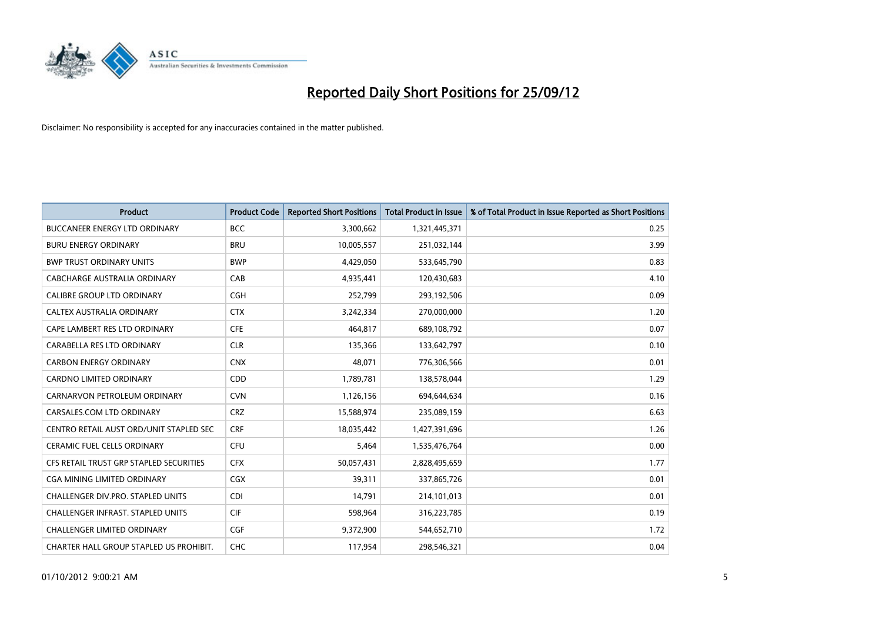# Reported Daily Short Positions for 25/09/12

Disclaimer: No responsibility is accepted for any inaccuracies contained in the matter published.

| Product | Product Code | Reported Short Positions | Total Product in Issue | % of Total Product in Issue Reported as Short Positions |
|---|---|---|---|---|
| BUCCANEER ENERGY LTD ORDINARY | BCC | 3,300,662 | 1,321,445,371 | 0.25 |
| BURU ENERGY ORDINARY | BRU | 10,005,557 | 251,032,144 | 3.99 |
| BWP TRUST ORDINARY UNITS | BWP | 4,429,050 | 533,645,790 | 0.83 |
| CABCHARGE AUSTRALIA ORDINARY | CAB | 4,935,441 | 120,430,683 | 4.10 |
| CALIBRE GROUP LTD ORDINARY | CGH | 252,799 | 293,192,506 | 0.09 |
| CALTEX AUSTRALIA ORDINARY | CTX | 3,242,334 | 270,000,000 | 1.20 |
| CAPE LAMBERT RES LTD ORDINARY | CFE | 464,817 | 689,108,792 | 0.07 |
| CARABELLA RES LTD ORDINARY | CLR | 135,366 | 133,642,797 | 0.10 |
| CARBON ENERGY ORDINARY | CNX | 48,071 | 776,306,566 | 0.01 |
| CARDNO LIMITED ORDINARY | CDD | 1,789,781 | 138,578,044 | 1.29 |
| CARNARVON PETROLEUM ORDINARY | CVN | 1,126,156 | 694,644,634 | 0.16 |
| CARSALES.COM LTD ORDINARY | CRZ | 15,588,974 | 235,089,159 | 6.63 |
| CENTRO RETAIL AUST ORD/UNIT STAPLED SEC | CRF | 18,035,442 | 1,427,391,696 | 1.26 |
| CERAMIC FUEL CELLS ORDINARY | CFU | 5,464 | 1,535,476,764 | 0.00 |
| CFS RETAIL TRUST GRP STAPLED SECURITIES | CFX | 50,057,431 | 2,828,495,659 | 1.77 |
| CGA MINING LIMITED ORDINARY | CGX | 39,311 | 337,865,726 | 0.01 |
| CHALLENGER DIV.PRO. STAPLED UNITS | CDI | 14,791 | 214,101,013 | 0.01 |
| CHALLENGER INFRAST. STAPLED UNITS | CIF | 598,964 | 316,223,785 | 0.19 |
| CHALLENGER LIMITED ORDINARY | CGF | 9,372,900 | 544,652,710 | 1.72 |
| CHARTER HALL GROUP STAPLED US PROHIBIT. | CHC | 117,954 | 298,546,321 | 0.04 |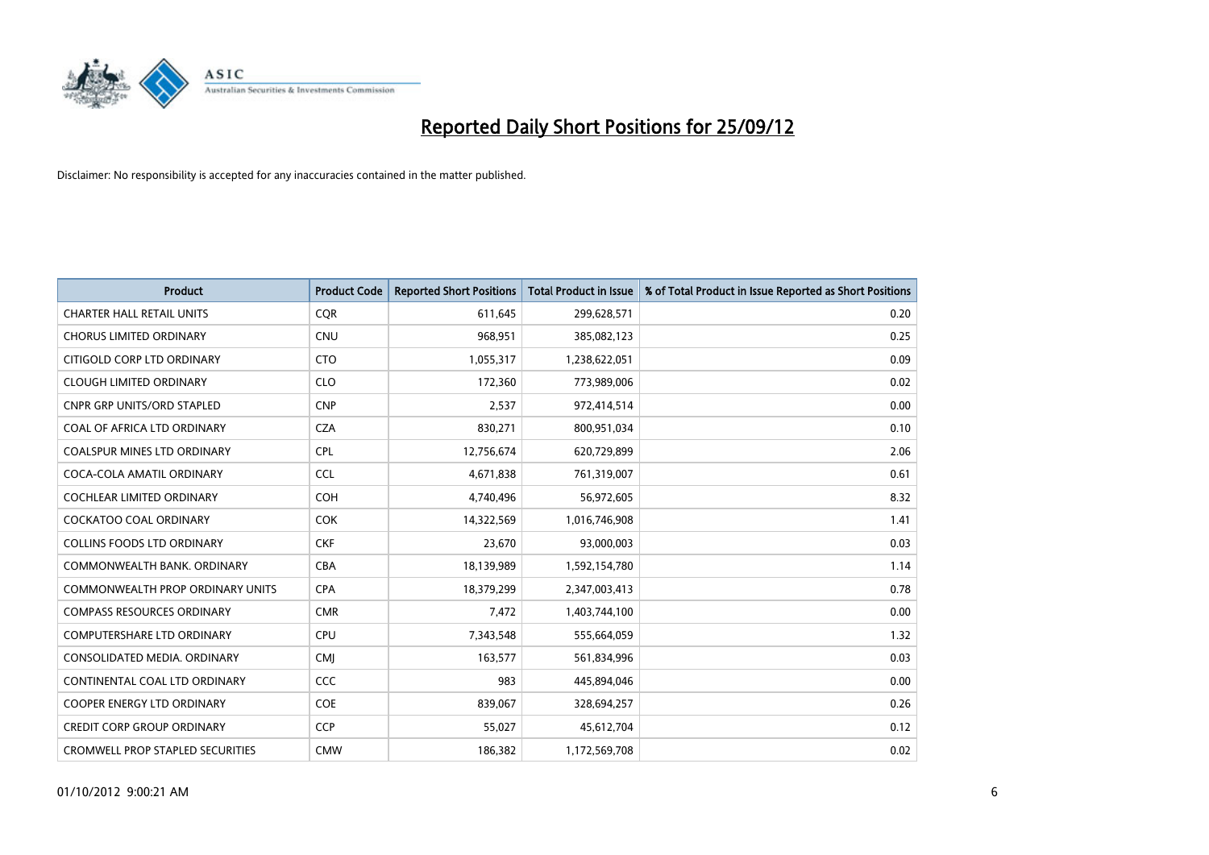# Reported Daily Short Positions for 25/09/12

Disclaimer: No responsibility is accepted for any inaccuracies contained in the matter published.

| Product | Product Code | Reported Short Positions | Total Product in Issue | % of Total Product in Issue Reported as Short Positions |
|---|---|---|---|---|
| CHARTER HALL RETAIL UNITS | CQR | 611,645 | 299,628,571 | 0.20 |
| CHORUS LIMITED ORDINARY | CNU | 968,951 | 385,082,123 | 0.25 |
| CITIGOLD CORP LTD ORDINARY | CTO | 1,055,317 | 1,238,622,051 | 0.09 |
| CLOUGH LIMITED ORDINARY | CLO | 172,360 | 773,989,006 | 0.02 |
| CNPR GRP UNITS/ORD STAPLED | CNP | 2,537 | 972,414,514 | 0.00 |
| COAL OF AFRICA LTD ORDINARY | CZA | 830,271 | 800,951,034 | 0.10 |
| COALSPUR MINES LTD ORDINARY | CPL | 12,756,674 | 620,729,899 | 2.06 |
| COCA-COLA AMATIL ORDINARY | CCL | 4,671,838 | 761,319,007 | 0.61 |
| COCHLEAR LIMITED ORDINARY | COH | 4,740,496 | 56,972,605 | 8.32 |
| COCKATOO COAL ORDINARY | COK | 14,322,569 | 1,016,746,908 | 1.41 |
| COLLINS FOODS LTD ORDINARY | CKF | 23,670 | 93,000,003 | 0.03 |
| COMMONWEALTH BANK. ORDINARY | CBA | 18,139,989 | 1,592,154,780 | 1.14 |
| COMMONWEALTH PROP ORDINARY UNITS | CPA | 18,379,299 | 2,347,003,413 | 0.78 |
| COMPASS RESOURCES ORDINARY | CMR | 7,472 | 1,403,744,100 | 0.00 |
| COMPUTERSHARE LTD ORDINARY | CPU | 7,343,548 | 555,664,059 | 1.32 |
| CONSOLIDATED MEDIA. ORDINARY | CMJ | 163,577 | 561,834,996 | 0.03 |
| CONTINENTAL COAL LTD ORDINARY | CCC | 983 | 445,894,046 | 0.00 |
| COOPER ENERGY LTD ORDINARY | COE | 839,067 | 328,694,257 | 0.26 |
| CREDIT CORP GROUP ORDINARY | CCP | 55,027 | 45,612,704 | 0.12 |
| CROMWELL PROP STAPLED SECURITIES | CMW | 186,382 | 1,172,569,708 | 0.02 |

01/10/2012 9:00:21 AM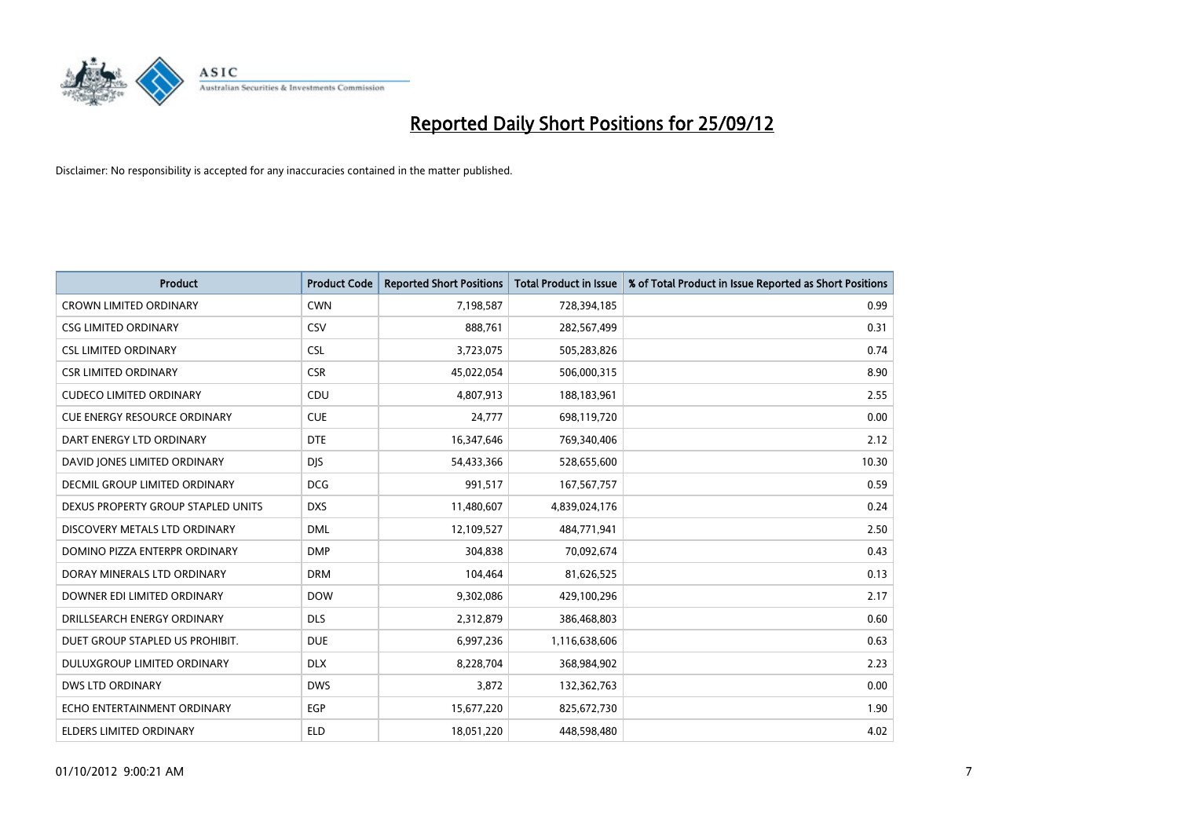# Reported Daily Short Positions for 25/09/12

Disclaimer: No responsibility is accepted for any inaccuracies contained in the matter published.

| Product | Product Code | Reported Short Positions | Total Product in Issue | % of Total Product in Issue Reported as Short Positions |
|---|---|---|---|---|
| CROWN LIMITED ORDINARY | CWN | 7,198,587 | 728,394,185 | 0.99 |
| CSG LIMITED ORDINARY | CSV | 888,761 | 282,567,499 | 0.31 |
| CSL LIMITED ORDINARY | CSL | 3,723,075 | 505,283,826 | 0.74 |
| CSR LIMITED ORDINARY | CSR | 45,022,054 | 506,000,315 | 8.90 |
| CUDECO LIMITED ORDINARY | CDU | 4,807,913 | 188,183,961 | 2.55 |
| CUE ENERGY RESOURCE ORDINARY | CUE | 24,777 | 698,119,720 | 0.00 |
| DART ENERGY LTD ORDINARY | DTE | 16,347,646 | 769,340,406 | 2.12 |
| DAVID JONES LIMITED ORDINARY | DJS | 54,433,366 | 528,655,600 | 10.30 |
| DECMIL GROUP LIMITED ORDINARY | DCG | 991,517 | 167,567,757 | 0.59 |
| DEXUS PROPERTY GROUP STAPLED UNITS | DXS | 11,480,607 | 4,839,024,176 | 0.24 |
| DISCOVERY METALS LTD ORDINARY | DML | 12,109,527 | 484,771,941 | 2.50 |
| DOMINO PIZZA ENTERPR ORDINARY | DMP | 304,838 | 70,092,674 | 0.43 |
| DORAY MINERALS LTD ORDINARY | DRM | 104,464 | 81,626,525 | 0.13 |
| DOWNER EDI LIMITED ORDINARY | DOW | 9,302,086 | 429,100,296 | 2.17 |
| DRILLSEARCH ENERGY ORDINARY | DLS | 2,312,879 | 386,468,803 | 0.60 |
| DUET GROUP STAPLED US PROHIBIT. | DUE | 6,997,236 | 1,116,638,606 | 0.63 |
| DULUXGROUP LIMITED ORDINARY | DLX | 8,228,704 | 368,984,902 | 2.23 |
| DWS LTD ORDINARY | DWS | 3,872 | 132,362,763 | 0.00 |
| ECHO ENTERTAINMENT ORDINARY | EGP | 15,677,220 | 825,672,730 | 1.90 |
| ELDERS LIMITED ORDINARY | ELD | 18,051,220 | 448,598,480 | 4.02 |

01/10/2012 9:00:21 AM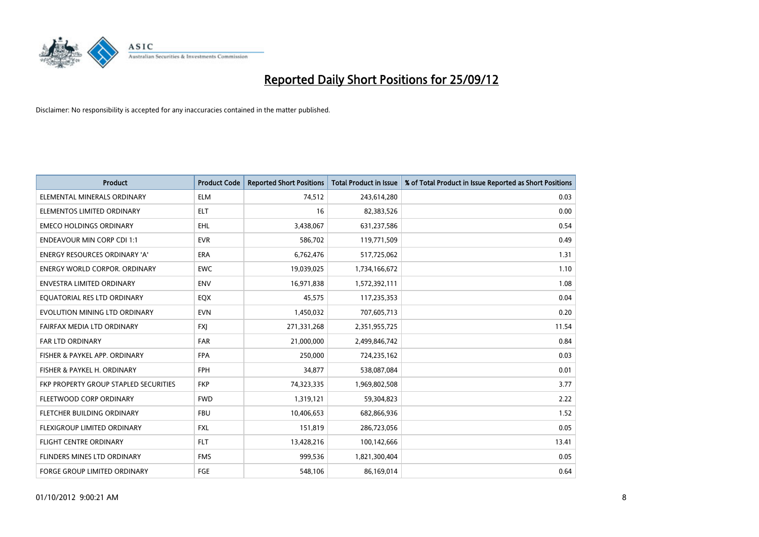# Reported Daily Short Positions for 25/09/12

Disclaimer: No responsibility is accepted for any inaccuracies contained in the matter published.

| Product | Product Code | Reported Short Positions | Total Product in Issue | % of Total Product in Issue Reported as Short Positions |
|---|---|---|---|---|
| ELEMENTAL MINERALS ORDINARY | ELM | 74,512 | 243,614,280 | 0.03 |
| ELEMENTOS LIMITED ORDINARY | ELT | 16 | 82,383,526 | 0.00 |
| EMECO HOLDINGS ORDINARY | EHL | 3,438,067 | 631,237,586 | 0.54 |
| ENDEAVOUR MIN CORP CDI 1:1 | EVR | 586,702 | 119,771,509 | 0.49 |
| ENERGY RESOURCES ORDINARY 'A' | ERA | 6,762,476 | 517,725,062 | 1.31 |
| ENERGY WORLD CORPOR. ORDINARY | EWC | 19,039,025 | 1,734,166,672 | 1.10 |
| ENVESTRA LIMITED ORDINARY | ENV | 16,971,838 | 1,572,392,111 | 1.08 |
| EQUATORIAL RES LTD ORDINARY | EQX | 45,575 | 117,235,353 | 0.04 |
| EVOLUTION MINING LTD ORDINARY | EVN | 1,450,032 | 707,605,713 | 0.20 |
| FAIRFAX MEDIA LTD ORDINARY | FXJ | 271,331,268 | 2,351,955,725 | 11.54 |
| FAR LTD ORDINARY | FAR | 21,000,000 | 2,499,846,742 | 0.84 |
| FISHER & PAYKEL APP. ORDINARY | FPA | 250,000 | 724,235,162 | 0.03 |
| FISHER & PAYKEL H. ORDINARY | FPH | 34,877 | 538,087,084 | 0.01 |
| FKP PROPERTY GROUP STAPLED SECURITIES | FKP | 74,323,335 | 1,969,802,508 | 3.77 |
| FLEETWOOD CORP ORDINARY | FWD | 1,319,121 | 59,304,823 | 2.22 |
| FLETCHER BUILDING ORDINARY | FBU | 10,406,653 | 682,866,936 | 1.52 |
| FLEXIGROUP LIMITED ORDINARY | FXL | 151,819 | 286,723,056 | 0.05 |
| FLIGHT CENTRE ORDINARY | FLT | 13,428,216 | 100,142,666 | 13.41 |
| FLINDERS MINES LTD ORDINARY | FMS | 999,536 | 1,821,300,404 | 0.05 |
| FORGE GROUP LIMITED ORDINARY | FGE | 548,106 | 86,169,014 | 0.64 |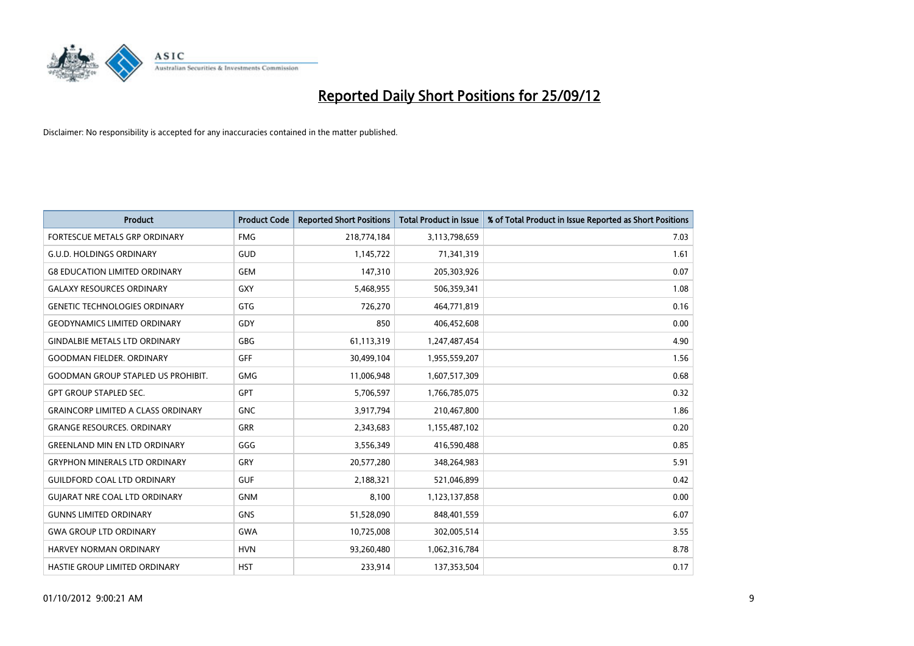# Reported Daily Short Positions for 25/09/12

Disclaimer: No responsibility is accepted for any inaccuracies contained in the matter published.

| Product | Product Code | Reported Short Positions | Total Product in Issue | % of Total Product in Issue Reported as Short Positions |
|---|---|---|---|---|
| FORTESCUE METALS GRP ORDINARY | FMG | 218,774,184 | 3,113,798,659 | 7.03 |
| G.U.D. HOLDINGS ORDINARY | GUD | 1,145,722 | 71,341,319 | 1.61 |
| G8 EDUCATION LIMITED ORDINARY | GEM | 147,310 | 205,303,926 | 0.07 |
| GALAXY RESOURCES ORDINARY | GXY | 5,468,955 | 506,359,341 | 1.08 |
| GENETIC TECHNOLOGIES ORDINARY | GTG | 726,270 | 464,771,819 | 0.16 |
| GEODYNAMICS LIMITED ORDINARY | GDY | 850 | 406,452,608 | 0.00 |
| GINDALBIE METALS LTD ORDINARY | GBG | 61,113,319 | 1,247,487,454 | 4.90 |
| GOODMAN FIELDER. ORDINARY | GFF | 30,499,104 | 1,955,559,207 | 1.56 |
| GOODMAN GROUP STAPLED US PROHIBIT. | GMG | 11,006,948 | 1,607,517,309 | 0.68 |
| GPT GROUP STAPLED SEC. | GPT | 5,706,597 | 1,766,785,075 | 0.32 |
| GRAINCORP LIMITED A CLASS ORDINARY | GNC | 3,917,794 | 210,467,800 | 1.86 |
| GRANGE RESOURCES. ORDINARY | GRR | 2,343,683 | 1,155,487,102 | 0.20 |
| GREENLAND MIN EN LTD ORDINARY | GGG | 3,556,349 | 416,590,488 | 0.85 |
| GRYPHON MINERALS LTD ORDINARY | GRY | 20,577,280 | 348,264,983 | 5.91 |
| GUILDFORD COAL LTD ORDINARY | GUF | 2,188,321 | 521,046,899 | 0.42 |
| GUJARAT NRE COAL LTD ORDINARY | GNM | 8,100 | 1,123,137,858 | 0.00 |
| GUNNS LIMITED ORDINARY | GNS | 51,528,090 | 848,401,559 | 6.07 |
| GWA GROUP LTD ORDINARY | GWA | 10,725,008 | 302,005,514 | 3.55 |
| HARVEY NORMAN ORDINARY | HVN | 93,260,480 | 1,062,316,784 | 8.78 |
| HASTIE GROUP LIMITED ORDINARY | HST | 233,914 | 137,353,504 | 0.17 |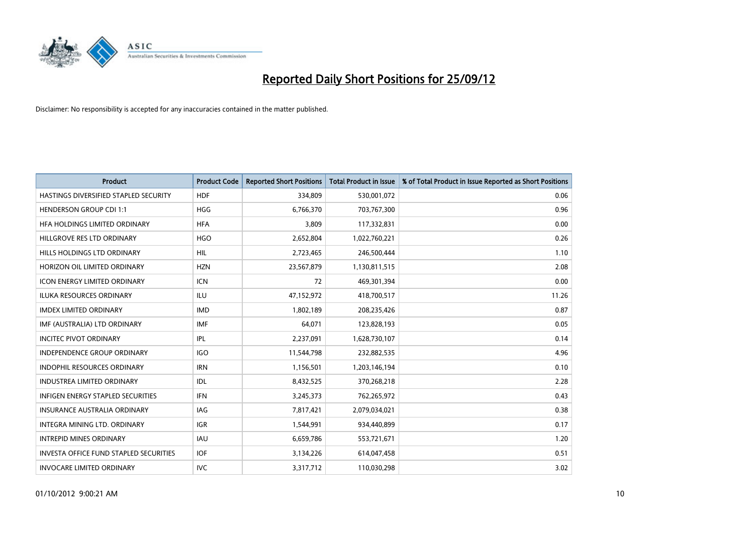# Reported Daily Short Positions for 25/09/12

Disclaimer: No responsibility is accepted for any inaccuracies contained in the matter published.

| Product | Product Code | Reported Short Positions | Total Product in Issue | % of Total Product in Issue Reported as Short Positions |
|---|---|---|---|---|
| HASTINGS DIVERSIFIED STAPLED SECURITY | HDF | 334,809 | 530,001,072 | 0.06 |
| HENDERSON GROUP CDI 1:1 | HGG | 6,766,370 | 703,767,300 | 0.96 |
| HFA HOLDINGS LIMITED ORDINARY | HFA | 3,809 | 117,332,831 | 0.00 |
| HILLGROVE RES LTD ORDINARY | HGO | 2,652,804 | 1,022,760,221 | 0.26 |
| HILLS HOLDINGS LTD ORDINARY | HIL | 2,723,465 | 246,500,444 | 1.10 |
| HORIZON OIL LIMITED ORDINARY | HZN | 23,567,879 | 1,130,811,515 | 2.08 |
| ICON ENERGY LIMITED ORDINARY | ICN | 72 | 469,301,394 | 0.00 |
| ILUKA RESOURCES ORDINARY | ILU | 47,152,972 | 418,700,517 | 11.26 |
| IMDEX LIMITED ORDINARY | IMD | 1,802,189 | 208,235,426 | 0.87 |
| IMF (AUSTRALIA) LTD ORDINARY | IMF | 64,071 | 123,828,193 | 0.05 |
| INCITEC PIVOT ORDINARY | IPL | 2,237,091 | 1,628,730,107 | 0.14 |
| INDEPENDENCE GROUP ORDINARY | IGO | 11,544,798 | 232,882,535 | 4.96 |
| INDOPHIL RESOURCES ORDINARY | IRN | 1,156,501 | 1,203,146,194 | 0.10 |
| INDUSTREA LIMITED ORDINARY | IDL | 8,432,525 | 370,268,218 | 2.28 |
| INFIGEN ENERGY STAPLED SECURITIES | IFN | 3,245,373 | 762,265,972 | 0.43 |
| INSURANCE AUSTRALIA ORDINARY | IAG | 7,817,421 | 2,079,034,021 | 0.38 |
| INTEGRA MINING LTD. ORDINARY | IGR | 1,544,991 | 934,440,899 | 0.17 |
| INTREPID MINES ORDINARY | IAU | 6,659,786 | 553,721,671 | 1.20 |
| INVESTA OFFICE FUND STAPLED SECURITIES | IOF | 3,134,226 | 614,047,458 | 0.51 |
| INVOCARE LIMITED ORDINARY | IVC | 3,317,712 | 110,030,298 | 3.02 |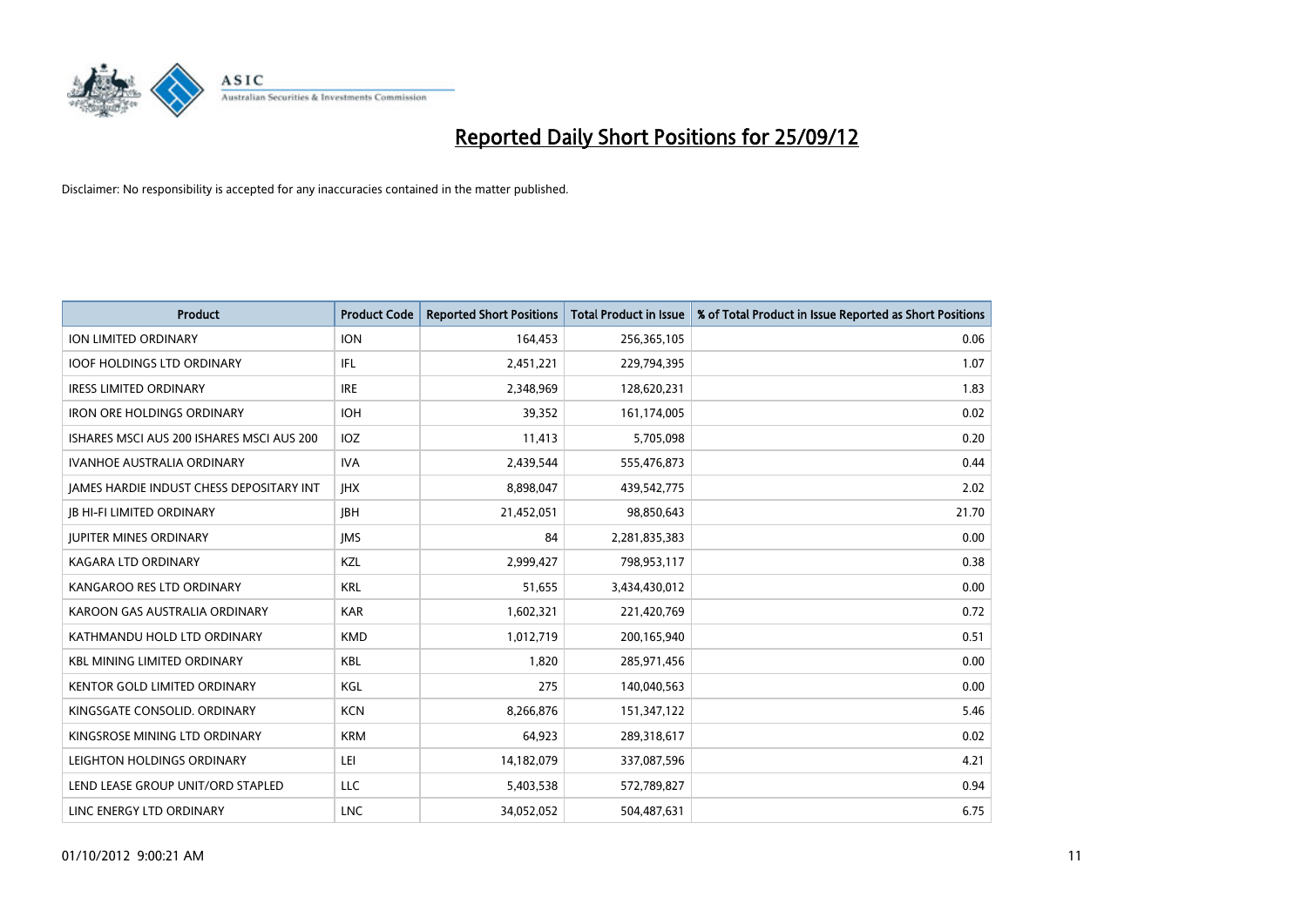# Reported Daily Short Positions for 25/09/12

Disclaimer: No responsibility is accepted for any inaccuracies contained in the matter published.

| Product | Product Code | Reported Short Positions | Total Product in Issue | % of Total Product in Issue Reported as Short Positions |
|---|---|---|---|---|
| ION LIMITED ORDINARY | ION | 164,453 | 256,365,105 | 0.06 |
| IOOF HOLDINGS LTD ORDINARY | IFL | 2,451,221 | 229,794,395 | 1.07 |
| IRESS LIMITED ORDINARY | IRE | 2,348,969 | 128,620,231 | 1.83 |
| IRON ORE HOLDINGS ORDINARY | IOH | 39,352 | 161,174,005 | 0.02 |
| ISHARES MSCI AUS 200 ISHARES MSCI AUS 200 | IOZ | 11,413 | 5,705,098 | 0.20 |
| IVANHOE AUSTRALIA ORDINARY | IVA | 2,439,544 | 555,476,873 | 0.44 |
| JAMES HARDIE INDUST CHESS DEPOSITARY INT | JHX | 8,898,047 | 439,542,775 | 2.02 |
| JB HI-FI LIMITED ORDINARY | JBH | 21,452,051 | 98,850,643 | 21.70 |
| JUPITER MINES ORDINARY | JMS | 84 | 2,281,835,383 | 0.00 |
| KAGARA LTD ORDINARY | KZL | 2,999,427 | 798,953,117 | 0.38 |
| KANGAROO RES LTD ORDINARY | KRL | 51,655 | 3,434,430,012 | 0.00 |
| KAROON GAS AUSTRALIA ORDINARY | KAR | 1,602,321 | 221,420,769 | 0.72 |
| KATHMANDU HOLD LTD ORDINARY | KMD | 1,012,719 | 200,165,940 | 0.51 |
| KBL MINING LIMITED ORDINARY | KBL | 1,820 | 285,971,456 | 0.00 |
| KENTOR GOLD LIMITED ORDINARY | KGL | 275 | 140,040,563 | 0.00 |
| KINGSGATE CONSOLID. ORDINARY | KCN | 8,266,876 | 151,347,122 | 5.46 |
| KINGSROSE MINING LTD ORDINARY | KRM | 64,923 | 289,318,617 | 0.02 |
| LEIGHTON HOLDINGS ORDINARY | LEI | 14,182,079 | 337,087,596 | 4.21 |
| LEND LEASE GROUP UNIT/ORD STAPLED | LLC | 5,403,538 | 572,789,827 | 0.94 |
| LINC ENERGY LTD ORDINARY | LNC | 34,052,052 | 504,487,631 | 6.75 |

01/10/2012 9:00:21 AM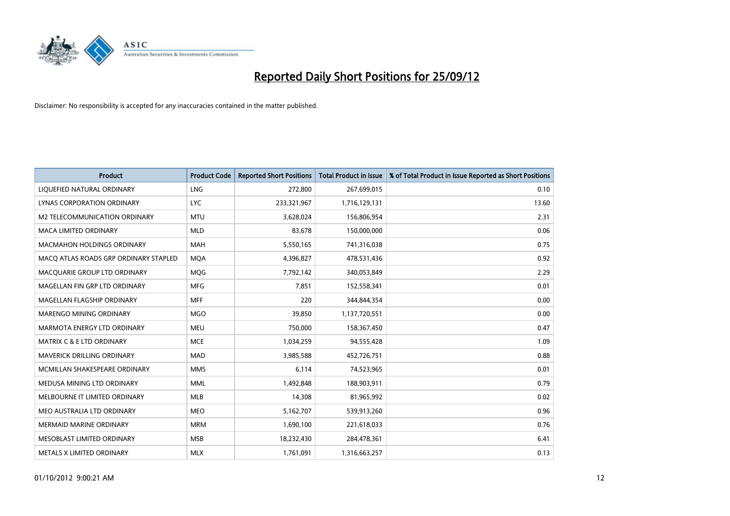# Reported Daily Short Positions for 25/09/12

Disclaimer: No responsibility is accepted for any inaccuracies contained in the matter published.

| Product | Product Code | Reported Short Positions | Total Product in Issue | % of Total Product in Issue Reported as Short Positions |
|---|---|---|---|---|
| LIQUEFIED NATURAL ORDINARY | LNG | 272,800 | 267,699,015 | 0.10 |
| LYNAS CORPORATION ORDINARY | LYC | 233,321,967 | 1,716,129,131 | 13.60 |
| M2 TELECOMMUNICATION ORDINARY | MTU | 3,628,024 | 156,806,954 | 2.31 |
| MACA LIMITED ORDINARY | MLD | 83,678 | 150,000,000 | 0.06 |
| MACMAHON HOLDINGS ORDINARY | MAH | 5,550,165 | 741,316,038 | 0.75 |
| MACQ ATLAS ROADS GRP ORDINARY STAPLED | MQA | 4,396,827 | 478,531,436 | 0.92 |
| MACQUARIE GROUP LTD ORDINARY | MQG | 7,792,142 | 340,053,849 | 2.29 |
| MAGELLAN FIN GRP LTD ORDINARY | MFG | 7,851 | 152,558,341 | 0.01 |
| MAGELLAN FLAGSHIP ORDINARY | MFF | 220 | 344,844,354 | 0.00 |
| MARENGO MINING ORDINARY | MGO | 39,850 | 1,137,720,551 | 0.00 |
| MARMOTA ENERGY LTD ORDINARY | MEU | 750,000 | 158,367,450 | 0.47 |
| MATRIX C & E LTD ORDINARY | MCE | 1,034,259 | 94,555,428 | 1.09 |
| MAVERICK DRILLING ORDINARY | MAD | 3,985,588 | 452,726,751 | 0.88 |
| MCMILLAN SHAKESPEARE ORDINARY | MMS | 6,114 | 74,523,965 | 0.01 |
| MEDUSA MINING LTD ORDINARY | MML | 1,492,848 | 188,903,911 | 0.79 |
| MELBOURNE IT LIMITED ORDINARY | MLB | 14,308 | 81,965,992 | 0.02 |
| MEO AUSTRALIA LTD ORDINARY | MEO | 5,162,707 | 539,913,260 | 0.96 |
| MERMAID MARINE ORDINARY | MRM | 1,690,100 | 221,618,033 | 0.76 |
| MESOBLAST LIMITED ORDINARY | MSB | 18,232,430 | 284,478,361 | 6.41 |
| METALS X LIMITED ORDINARY | MLX | 1,761,091 | 1,316,663,257 | 0.13 |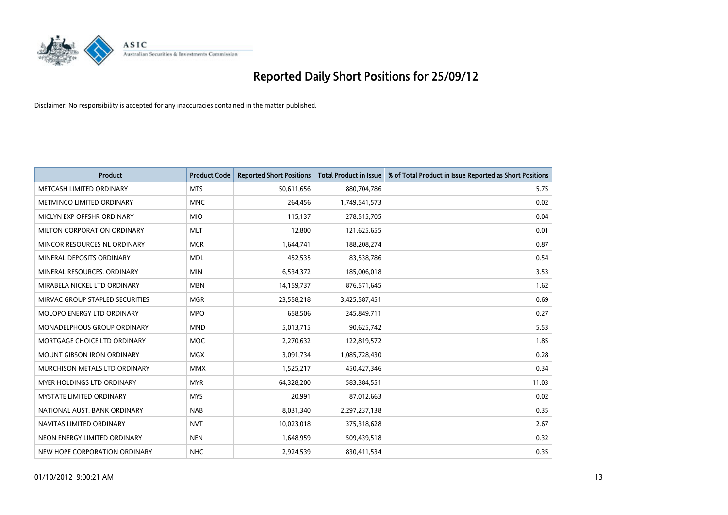# Reported Daily Short Positions for 25/09/12

Disclaimer: No responsibility is accepted for any inaccuracies contained in the matter published.

| Product | Product Code | Reported Short Positions | Total Product in Issue | % of Total Product in Issue Reported as Short Positions |
|---|---|---|---|---|
| METCASH LIMITED ORDINARY | MTS | 50,611,656 | 880,704,786 | 5.75 |
| METMINCO LIMITED ORDINARY | MNC | 264,456 | 1,749,541,573 | 0.02 |
| MICLYN EXP OFFSHR ORDINARY | MIO | 115,137 | 278,515,705 | 0.04 |
| MILTON CORPORATION ORDINARY | MLT | 12,800 | 121,625,655 | 0.01 |
| MINCOR RESOURCES NL ORDINARY | MCR | 1,644,741 | 188,208,274 | 0.87 |
| MINERAL DEPOSITS ORDINARY | MDL | 452,535 | 83,538,786 | 0.54 |
| MINERAL RESOURCES. ORDINARY | MIN | 6,534,372 | 185,006,018 | 3.53 |
| MIRABELA NICKEL LTD ORDINARY | MBN | 14,159,737 | 876,571,645 | 1.62 |
| MIRVAC GROUP STAPLED SECURITIES | MGR | 23,558,218 | 3,425,587,451 | 0.69 |
| MOLOPO ENERGY LTD ORDINARY | MPO | 658,506 | 245,849,711 | 0.27 |
| MONADELPHOUS GROUP ORDINARY | MND | 5,013,715 | 90,625,742 | 5.53 |
| MORTGAGE CHOICE LTD ORDINARY | MOC | 2,270,632 | 122,819,572 | 1.85 |
| MOUNT GIBSON IRON ORDINARY | MGX | 3,091,734 | 1,085,728,430 | 0.28 |
| MURCHISON METALS LTD ORDINARY | MMX | 1,525,217 | 450,427,346 | 0.34 |
| MYER HOLDINGS LTD ORDINARY | MYR | 64,328,200 | 583,384,551 | 11.03 |
| MYSTATE LIMITED ORDINARY | MYS | 20,991 | 87,012,663 | 0.02 |
| NATIONAL AUST. BANK ORDINARY | NAB | 8,031,340 | 2,297,237,138 | 0.35 |
| NAVITAS LIMITED ORDINARY | NVT | 10,023,018 | 375,318,628 | 2.67 |
| NEON ENERGY LIMITED ORDINARY | NEN | 1,648,959 | 509,439,518 | 0.32 |
| NEW HOPE CORPORATION ORDINARY | NHC | 2,924,539 | 830,411,534 | 0.35 |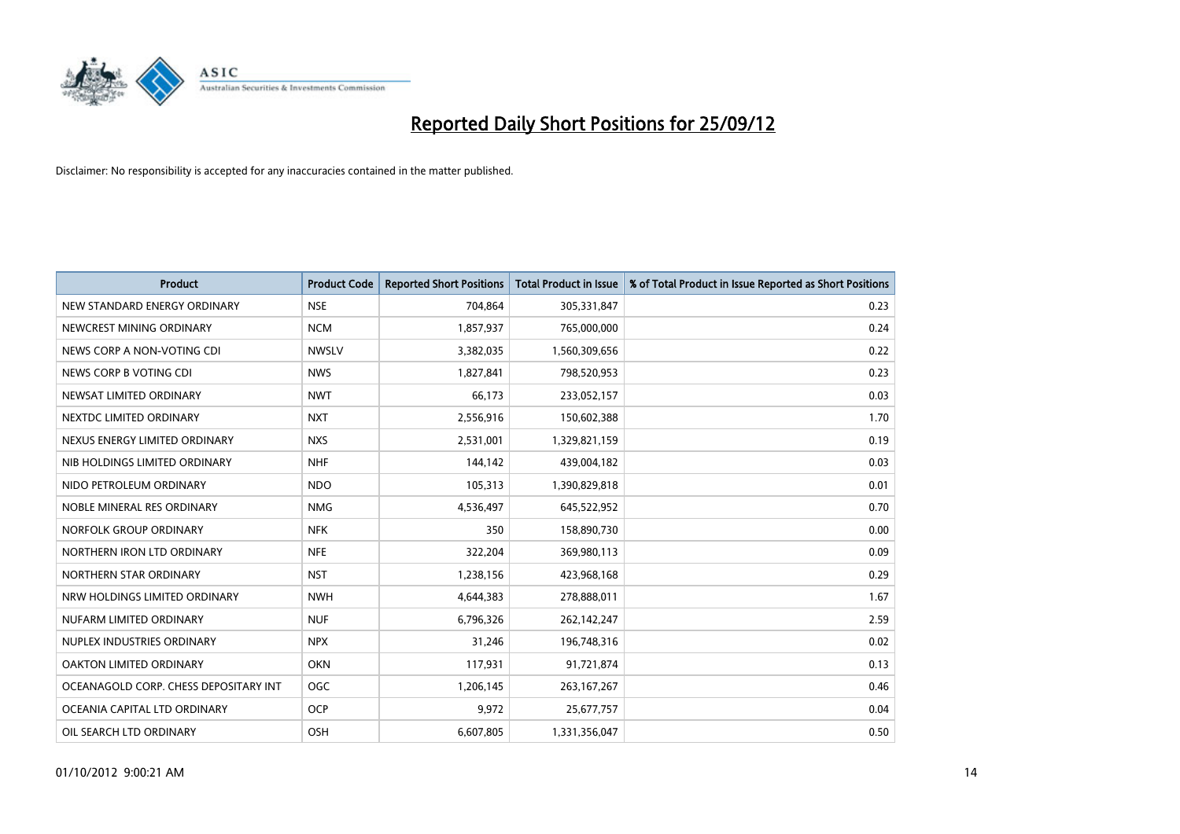# Reported Daily Short Positions for 25/09/12

Disclaimer: No responsibility is accepted for any inaccuracies contained in the matter published.

| Product | Product Code | Reported Short Positions | Total Product in Issue | % of Total Product in Issue Reported as Short Positions |
|---|---|---|---|---|
| NEW STANDARD ENERGY ORDINARY | NSE | 704,864 | 305,331,847 | 0.23 |
| NEWCREST MINING ORDINARY | NCM | 1,857,937 | 765,000,000 | 0.24 |
| NEWS CORP A NON-VOTING CDI | NWSLV | 3,382,035 | 1,560,309,656 | 0.22 |
| NEWS CORP B VOTING CDI | NWS | 1,827,841 | 798,520,953 | 0.23 |
| NEWSAT LIMITED ORDINARY | NWT | 66,173 | 233,052,157 | 0.03 |
| NEXTDC LIMITED ORDINARY | NXT | 2,556,916 | 150,602,388 | 1.70 |
| NEXUS ENERGY LIMITED ORDINARY | NXS | 2,531,001 | 1,329,821,159 | 0.19 |
| NIB HOLDINGS LIMITED ORDINARY | NHF | 144,142 | 439,004,182 | 0.03 |
| NIDO PETROLEUM ORDINARY | NDO | 105,313 | 1,390,829,818 | 0.01 |
| NOBLE MINERAL RES ORDINARY | NMG | 4,536,497 | 645,522,952 | 0.70 |
| NORFOLK GROUP ORDINARY | NFK | 350 | 158,890,730 | 0.00 |
| NORTHERN IRON LTD ORDINARY | NFE | 322,204 | 369,980,113 | 0.09 |
| NORTHERN STAR ORDINARY | NST | 1,238,156 | 423,968,168 | 0.29 |
| NRW HOLDINGS LIMITED ORDINARY | NWH | 4,644,383 | 278,888,011 | 1.67 |
| NUFARM LIMITED ORDINARY | NUF | 6,796,326 | 262,142,247 | 2.59 |
| NUPLEX INDUSTRIES ORDINARY | NPX | 31,246 | 196,748,316 | 0.02 |
| OAKTON LIMITED ORDINARY | OKN | 117,931 | 91,721,874 | 0.13 |
| OCEANAGOLD CORP. CHESS DEPOSITARY INT | OGC | 1,206,145 | 263,167,267 | 0.46 |
| OCEANIA CAPITAL LTD ORDINARY | OCP | 9,972 | 25,677,757 | 0.04 |
| OIL SEARCH LTD ORDINARY | OSH | 6,607,805 | 1,331,356,047 | 0.50 |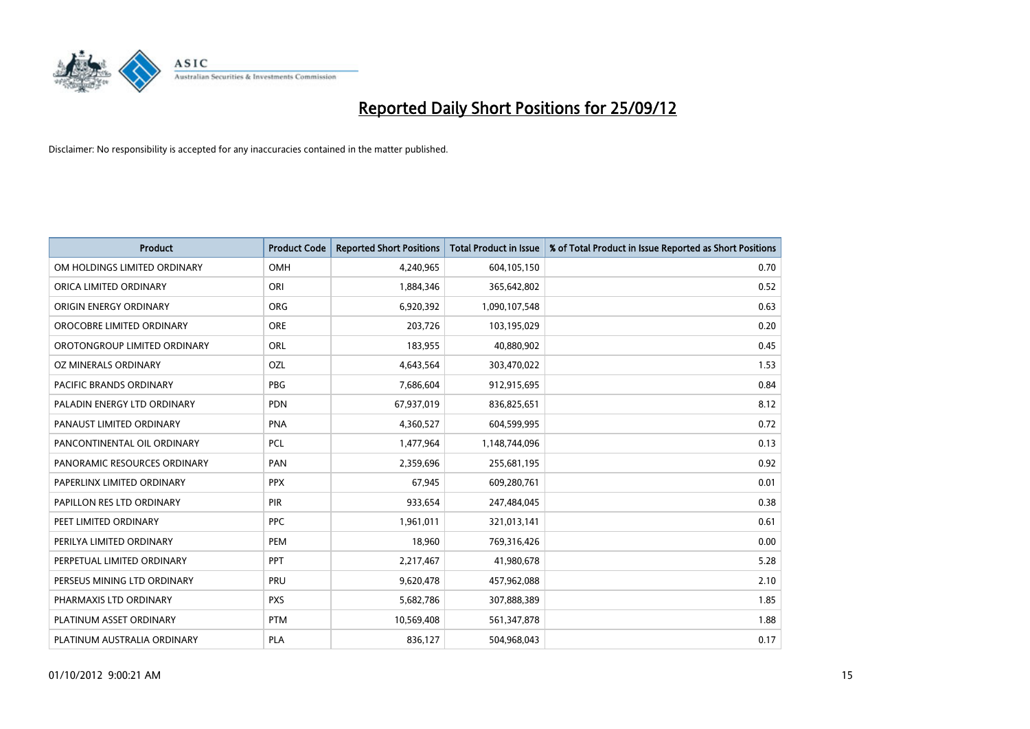# Reported Daily Short Positions for 25/09/12

Disclaimer: No responsibility is accepted for any inaccuracies contained in the matter published.

| Product | Product Code | Reported Short Positions | Total Product in Issue | % of Total Product in Issue Reported as Short Positions |
|---|---|---|---|---|
| OM HOLDINGS LIMITED ORDINARY | OMH | 4,240,965 | 604,105,150 | 0.70 |
| ORICA LIMITED ORDINARY | ORI | 1,884,346 | 365,642,802 | 0.52 |
| ORIGIN ENERGY ORDINARY | ORG | 6,920,392 | 1,090,107,548 | 0.63 |
| OROCOBRE LIMITED ORDINARY | ORE | 203,726 | 103,195,029 | 0.20 |
| OROTONGROUP LIMITED ORDINARY | ORL | 183,955 | 40,880,902 | 0.45 |
| OZ MINERALS ORDINARY | OZL | 4,643,564 | 303,470,022 | 1.53 |
| PACIFIC BRANDS ORDINARY | PBG | 7,686,604 | 912,915,695 | 0.84 |
| PALADIN ENERGY LTD ORDINARY | PDN | 67,937,019 | 836,825,651 | 8.12 |
| PANAUST LIMITED ORDINARY | PNA | 4,360,527 | 604,599,995 | 0.72 |
| PANCONTINENTAL OIL ORDINARY | PCL | 1,477,964 | 1,148,744,096 | 0.13 |
| PANORAMIC RESOURCES ORDINARY | PAN | 2,359,696 | 255,681,195 | 0.92 |
| PAPERLINX LIMITED ORDINARY | PPX | 67,945 | 609,280,761 | 0.01 |
| PAPILLON RES LTD ORDINARY | PIR | 933,654 | 247,484,045 | 0.38 |
| PEET LIMITED ORDINARY | PPC | 1,961,011 | 321,013,141 | 0.61 |
| PERILYA LIMITED ORDINARY | PEM | 18,960 | 769,316,426 | 0.00 |
| PERPETUAL LIMITED ORDINARY | PPT | 2,217,467 | 41,980,678 | 5.28 |
| PERSEUS MINING LTD ORDINARY | PRU | 9,620,478 | 457,962,088 | 2.10 |
| PHARMAXIS LTD ORDINARY | PXS | 5,682,786 | 307,888,389 | 1.85 |
| PLATINUM ASSET ORDINARY | PTM | 10,569,408 | 561,347,878 | 1.88 |
| PLATINUM AUSTRALIA ORDINARY | PLA | 836,127 | 504,968,043 | 0.17 |

01/10/2012 9:00:21 AM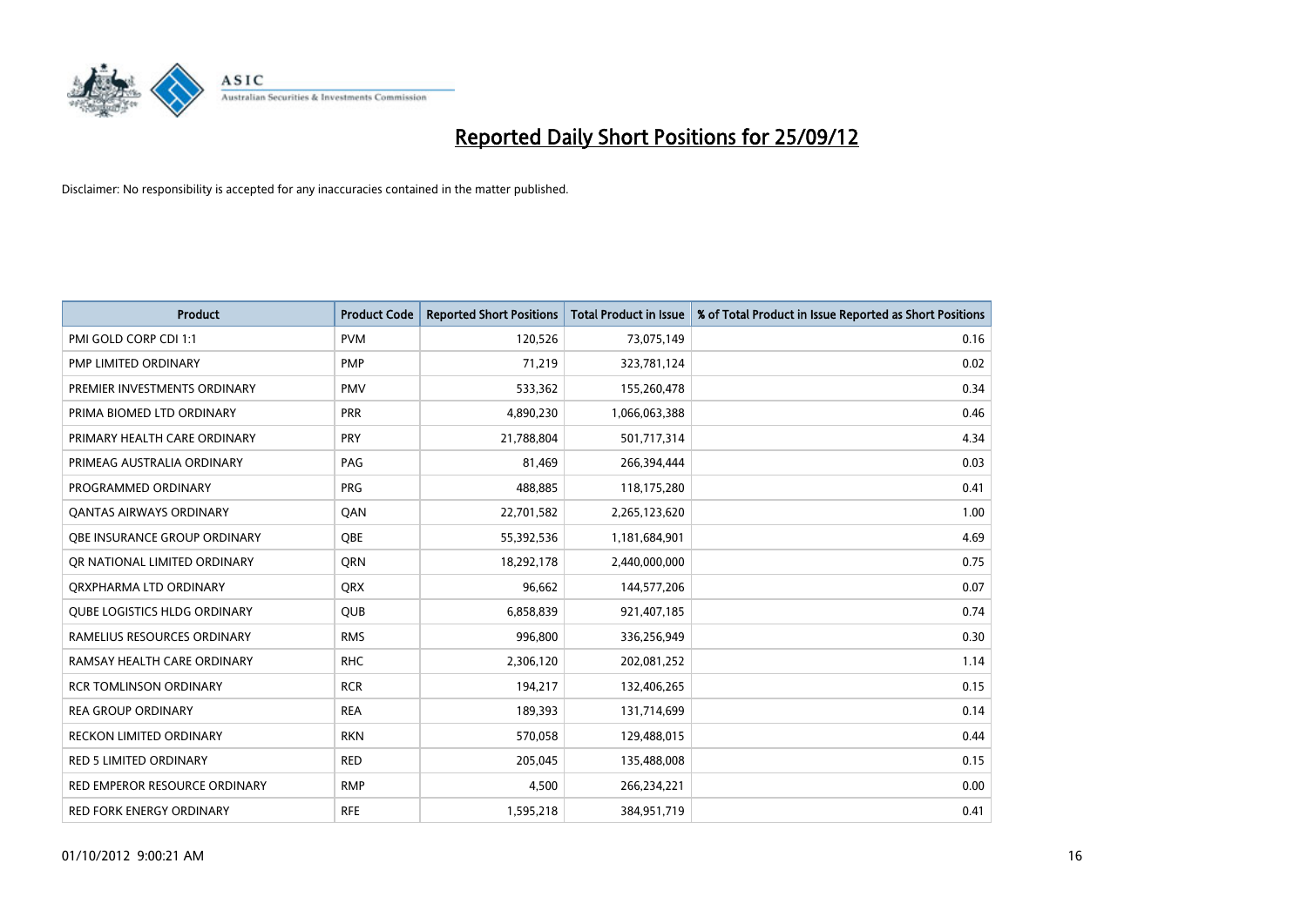# Reported Daily Short Positions for 25/09/12

Disclaimer: No responsibility is accepted for any inaccuracies contained in the matter published.

| Product | Product Code | Reported Short Positions | Total Product in Issue | % of Total Product in Issue Reported as Short Positions |
|---|---|---|---|---|
| PMI GOLD CORP CDI 1:1 | PVM | 120,526 | 73,075,149 | 0.16 |
| PMP LIMITED ORDINARY | PMP | 71,219 | 323,781,124 | 0.02 |
| PREMIER INVESTMENTS ORDINARY | PMV | 533,362 | 155,260,478 | 0.34 |
| PRIMA BIOMED LTD ORDINARY | PRR | 4,890,230 | 1,066,063,388 | 0.46 |
| PRIMARY HEALTH CARE ORDINARY | PRY | 21,788,804 | 501,717,314 | 4.34 |
| PRIMEAG AUSTRALIA ORDINARY | PAG | 81,469 | 266,394,444 | 0.03 |
| PROGRAMMED ORDINARY | PRG | 488,885 | 118,175,280 | 0.41 |
| QANTAS AIRWAYS ORDINARY | QAN | 22,701,582 | 2,265,123,620 | 1.00 |
| QBE INSURANCE GROUP ORDINARY | QBE | 55,392,536 | 1,181,684,901 | 4.69 |
| QR NATIONAL LIMITED ORDINARY | QRN | 18,292,178 | 2,440,000,000 | 0.75 |
| QRXPHARMA LTD ORDINARY | QRX | 96,662 | 144,577,206 | 0.07 |
| QUBE LOGISTICS HLDG ORDINARY | QUB | 6,858,839 | 921,407,185 | 0.74 |
| RAMELIUS RESOURCES ORDINARY | RMS | 996,800 | 336,256,949 | 0.30 |
| RAMSAY HEALTH CARE ORDINARY | RHC | 2,306,120 | 202,081,252 | 1.14 |
| RCR TOMLINSON ORDINARY | RCR | 194,217 | 132,406,265 | 0.15 |
| REA GROUP ORDINARY | REA | 189,393 | 131,714,699 | 0.14 |
| RECKON LIMITED ORDINARY | RKN | 570,058 | 129,488,015 | 0.44 |
| RED 5 LIMITED ORDINARY | RED | 205,045 | 135,488,008 | 0.15 |
| RED EMPEROR RESOURCE ORDINARY | RMP | 4,500 | 266,234,221 | 0.00 |
| RED FORK ENERGY ORDINARY | RFE | 1,595,218 | 384,951,719 | 0.41 |

01/10/2012 9:00:21 AM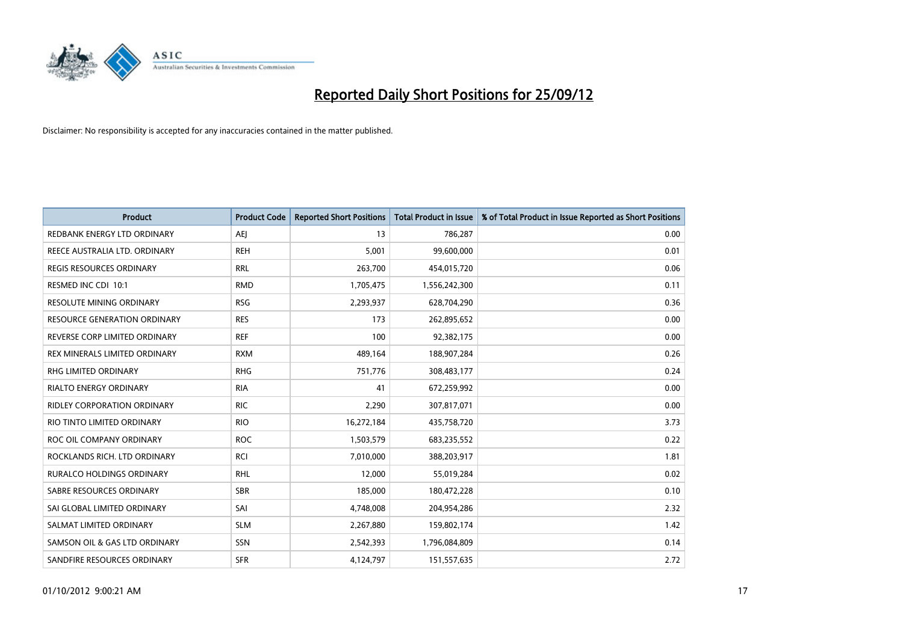# Reported Daily Short Positions for 25/09/12

Disclaimer: No responsibility is accepted for any inaccuracies contained in the matter published.

| Product | Product Code | Reported Short Positions | Total Product in Issue | % of Total Product in Issue Reported as Short Positions |
|---|---|---|---|---|
| REDBANK ENERGY LTD ORDINARY | AEJ | 13 | 786,287 | 0.00 |
| REECE AUSTRALIA LTD. ORDINARY | REH | 5,001 | 99,600,000 | 0.01 |
| REGIS RESOURCES ORDINARY | RRL | 263,700 | 454,015,720 | 0.06 |
| RESMED INC CDI 10:1 | RMD | 1,705,475 | 1,556,242,300 | 0.11 |
| RESOLUTE MINING ORDINARY | RSG | 2,293,937 | 628,704,290 | 0.36 |
| RESOURCE GENERATION ORDINARY | RES | 173 | 262,895,652 | 0.00 |
| REVERSE CORP LIMITED ORDINARY | REF | 100 | 92,382,175 | 0.00 |
| REX MINERALS LIMITED ORDINARY | RXM | 489,164 | 188,907,284 | 0.26 |
| RHG LIMITED ORDINARY | RHG | 751,776 | 308,483,177 | 0.24 |
| RIALTO ENERGY ORDINARY | RIA | 41 | 672,259,992 | 0.00 |
| RIDLEY CORPORATION ORDINARY | RIC | 2,290 | 307,817,071 | 0.00 |
| RIO TINTO LIMITED ORDINARY | RIO | 16,272,184 | 435,758,720 | 3.73 |
| ROC OIL COMPANY ORDINARY | ROC | 1,503,579 | 683,235,552 | 0.22 |
| ROCKLANDS RICH. LTD ORDINARY | RCI | 7,010,000 | 388,203,917 | 1.81 |
| RURALCO HOLDINGS ORDINARY | RHL | 12,000 | 55,019,284 | 0.02 |
| SABRE RESOURCES ORDINARY | SBR | 185,000 | 180,472,228 | 0.10 |
| SAI GLOBAL LIMITED ORDINARY | SAI | 4,748,008 | 204,954,286 | 2.32 |
| SALMAT LIMITED ORDINARY | SLM | 2,267,880 | 159,802,174 | 1.42 |
| SAMSON OIL & GAS LTD ORDINARY | SSN | 2,542,393 | 1,796,084,809 | 0.14 |
| SANDFIRE RESOURCES ORDINARY | SFR | 4,124,797 | 151,557,635 | 2.72 |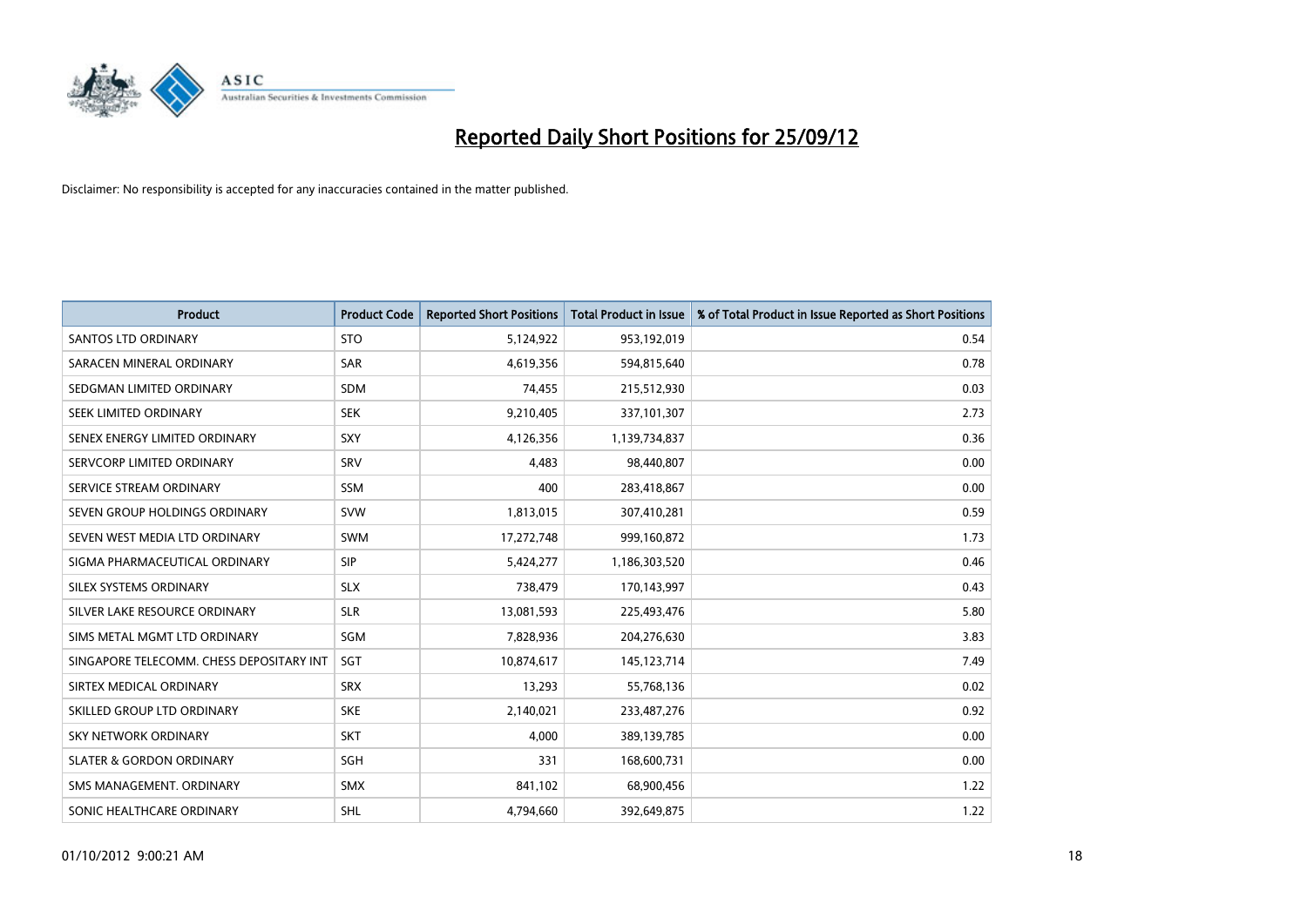# Reported Daily Short Positions for 25/09/12

Disclaimer: No responsibility is accepted for any inaccuracies contained in the matter published.

| Product | Product Code | Reported Short Positions | Total Product in Issue | % of Total Product in Issue Reported as Short Positions |
|---|---|---|---|---|
| SANTOS LTD ORDINARY | STO | 5,124,922 | 953,192,019 | 0.54 |
| SARACEN MINERAL ORDINARY | SAR | 4,619,356 | 594,815,640 | 0.78 |
| SEDGMAN LIMITED ORDINARY | SDM | 74,455 | 215,512,930 | 0.03 |
| SEEK LIMITED ORDINARY | SEK | 9,210,405 | 337,101,307 | 2.73 |
| SENEX ENERGY LIMITED ORDINARY | SXY | 4,126,356 | 1,139,734,837 | 0.36 |
| SERVCORP LIMITED ORDINARY | SRV | 4,483 | 98,440,807 | 0.00 |
| SERVICE STREAM ORDINARY | SSM | 400 | 283,418,867 | 0.00 |
| SEVEN GROUP HOLDINGS ORDINARY | SVW | 1,813,015 | 307,410,281 | 0.59 |
| SEVEN WEST MEDIA LTD ORDINARY | SWM | 17,272,748 | 999,160,872 | 1.73 |
| SIGMA PHARMACEUTICAL ORDINARY | SIP | 5,424,277 | 1,186,303,520 | 0.46 |
| SILEX SYSTEMS ORDINARY | SLX | 738,479 | 170,143,997 | 0.43 |
| SILVER LAKE RESOURCE ORDINARY | SLR | 13,081,593 | 225,493,476 | 5.80 |
| SIMS METAL MGMT LTD ORDINARY | SGM | 7,828,936 | 204,276,630 | 3.83 |
| SINGAPORE TELECOMM. CHESS DEPOSITARY INT | SGT | 10,874,617 | 145,123,714 | 7.49 |
| SIRTEX MEDICAL ORDINARY | SRX | 13,293 | 55,768,136 | 0.02 |
| SKILLED GROUP LTD ORDINARY | SKE | 2,140,021 | 233,487,276 | 0.92 |
| SKY NETWORK ORDINARY | SKT | 4,000 | 389,139,785 | 0.00 |
| SLATER & GORDON ORDINARY | SGH | 331 | 168,600,731 | 0.00 |
| SMS MANAGEMENT. ORDINARY | SMX | 841,102 | 68,900,456 | 1.22 |
| SONIC HEALTHCARE ORDINARY | SHL | 4,794,660 | 392,649,875 | 1.22 |

01/10/2012 9:00:21 AM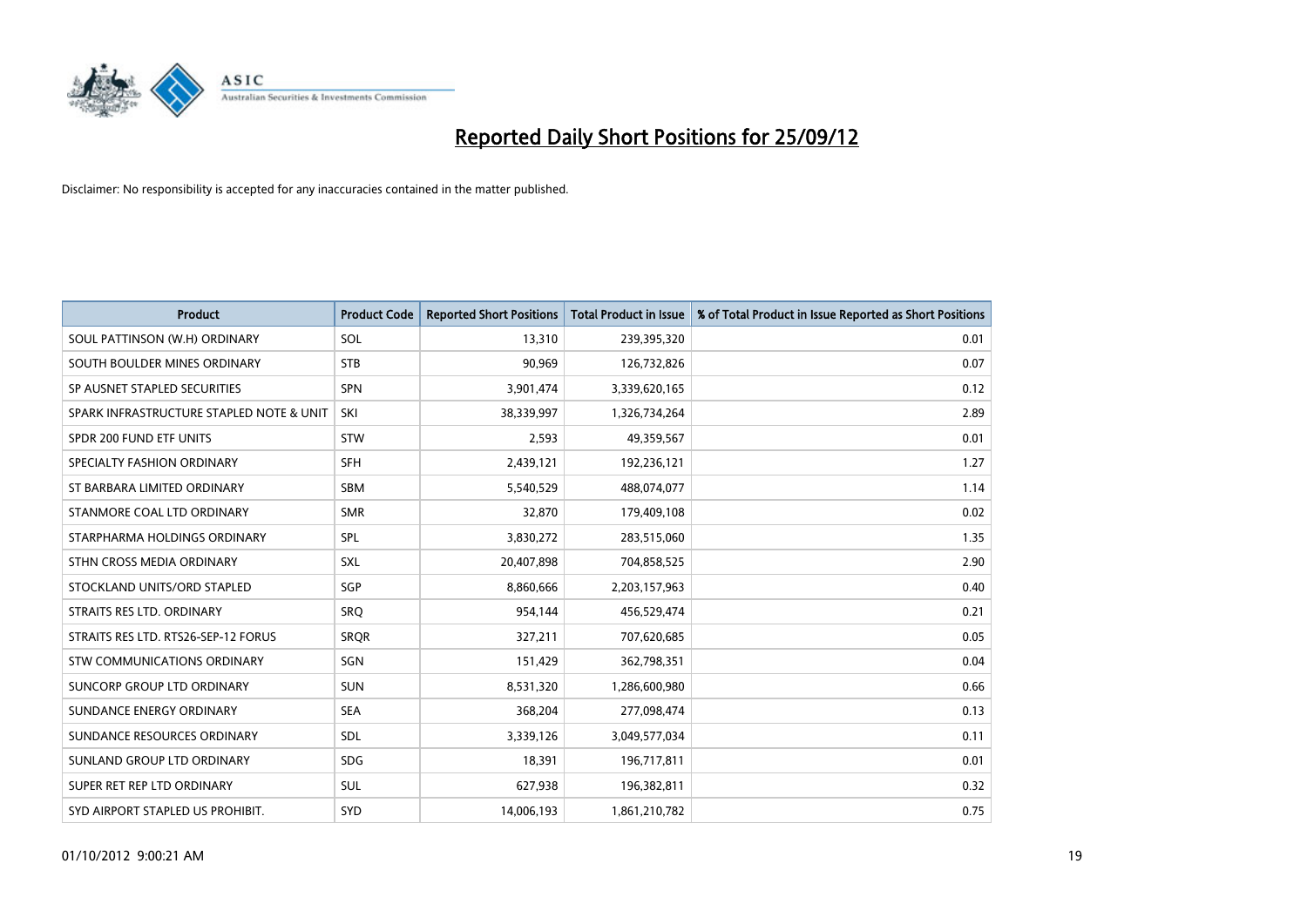# Reported Daily Short Positions for 25/09/12

Disclaimer: No responsibility is accepted for any inaccuracies contained in the matter published.

| Product | Product Code | Reported Short Positions | Total Product in Issue | % of Total Product in Issue Reported as Short Positions |
|---|---|---|---|---|
| SOUL PATTINSON (W.H) ORDINARY | SOL | 13,310 | 239,395,320 | 0.01 |
| SOUTH BOULDER MINES ORDINARY | STB | 90,969 | 126,732,826 | 0.07 |
| SP AUSNET STAPLED SECURITIES | SPN | 3,901,474 | 3,339,620,165 | 0.12 |
| SPARK INFRASTRUCTURE STAPLED NOTE & UNIT | SKI | 38,339,997 | 1,326,734,264 | 2.89 |
| SPDR 200 FUND ETF UNITS | STW | 2,593 | 49,359,567 | 0.01 |
| SPECIALTY FASHION ORDINARY | SFH | 2,439,121 | 192,236,121 | 1.27 |
| ST BARBARA LIMITED ORDINARY | SBM | 5,540,529 | 488,074,077 | 1.14 |
| STANMORE COAL LTD ORDINARY | SMR | 32,870 | 179,409,108 | 0.02 |
| STARPHARMA HOLDINGS ORDINARY | SPL | 3,830,272 | 283,515,060 | 1.35 |
| STHN CROSS MEDIA ORDINARY | SXL | 20,407,898 | 704,858,525 | 2.90 |
| STOCKLAND UNITS/ORD STAPLED | SGP | 8,860,666 | 2,203,157,963 | 0.40 |
| STRAITS RES LTD. ORDINARY | SRQ | 954,144 | 456,529,474 | 0.21 |
| STRAITS RES LTD. RTS26-SEP-12 FORUS | SRQR | 327,211 | 707,620,685 | 0.05 |
| STW COMMUNICATIONS ORDINARY | SGN | 151,429 | 362,798,351 | 0.04 |
| SUNCORP GROUP LTD ORDINARY | SUN | 8,531,320 | 1,286,600,980 | 0.66 |
| SUNDANCE ENERGY ORDINARY | SEA | 368,204 | 277,098,474 | 0.13 |
| SUNDANCE RESOURCES ORDINARY | SDL | 3,339,126 | 3,049,577,034 | 0.11 |
| SUNLAND GROUP LTD ORDINARY | SDG | 18,391 | 196,717,811 | 0.01 |
| SUPER RET REP LTD ORDINARY | SUL | 627,938 | 196,382,811 | 0.32 |
| SYD AIRPORT STAPLED US PROHIBIT. | SYD | 14,006,193 | 1,861,210,782 | 0.75 |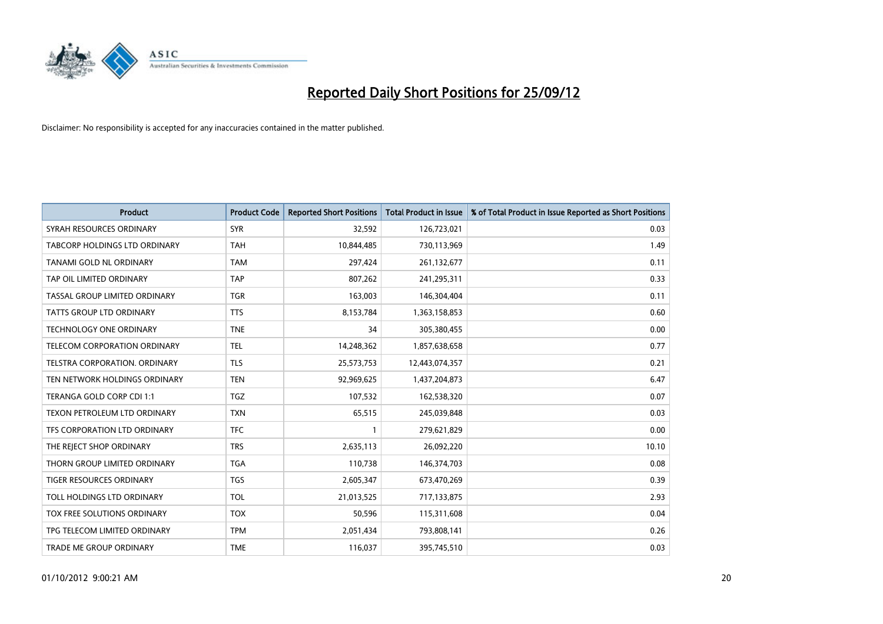# Reported Daily Short Positions for 25/09/12

Disclaimer: No responsibility is accepted for any inaccuracies contained in the matter published.

| Product | Product Code | Reported Short Positions | Total Product in Issue | % of Total Product in Issue Reported as Short Positions |
|---|---|---|---|---|
| SYRAH RESOURCES ORDINARY | SYR | 32,592 | 126,723,021 | 0.03 |
| TABCORP HOLDINGS LTD ORDINARY | TAH | 10,844,485 | 730,113,969 | 1.49 |
| TANAMI GOLD NL ORDINARY | TAM | 297,424 | 261,132,677 | 0.11 |
| TAP OIL LIMITED ORDINARY | TAP | 807,262 | 241,295,311 | 0.33 |
| TASSAL GROUP LIMITED ORDINARY | TGR | 163,003 | 146,304,404 | 0.11 |
| TATTS GROUP LTD ORDINARY | TTS | 8,153,784 | 1,363,158,853 | 0.60 |
| TECHNOLOGY ONE ORDINARY | TNE | 34 | 305,380,455 | 0.00 |
| TELECOM CORPORATION ORDINARY | TEL | 14,248,362 | 1,857,638,658 | 0.77 |
| TELSTRA CORPORATION. ORDINARY | TLS | 25,573,753 | 12,443,074,357 | 0.21 |
| TEN NETWORK HOLDINGS ORDINARY | TEN | 92,969,625 | 1,437,204,873 | 6.47 |
| TERANGA GOLD CORP CDI 1:1 | TGZ | 107,532 | 162,538,320 | 0.07 |
| TEXON PETROLEUM LTD ORDINARY | TXN | 65,515 | 245,039,848 | 0.03 |
| TFS CORPORATION LTD ORDINARY | TFC | 1 | 279,621,829 | 0.00 |
| THE REJECT SHOP ORDINARY | TRS | 2,635,113 | 26,092,220 | 10.10 |
| THORN GROUP LIMITED ORDINARY | TGA | 110,738 | 146,374,703 | 0.08 |
| TIGER RESOURCES ORDINARY | TGS | 2,605,347 | 673,470,269 | 0.39 |
| TOLL HOLDINGS LTD ORDINARY | TOL | 21,013,525 | 717,133,875 | 2.93 |
| TOX FREE SOLUTIONS ORDINARY | TOX | 50,596 | 115,311,608 | 0.04 |
| TPG TELECOM LIMITED ORDINARY | TPM | 2,051,434 | 793,808,141 | 0.26 |
| TRADE ME GROUP ORDINARY | TME | 116,037 | 395,745,510 | 0.03 |

01/10/2012 9:00:21 AM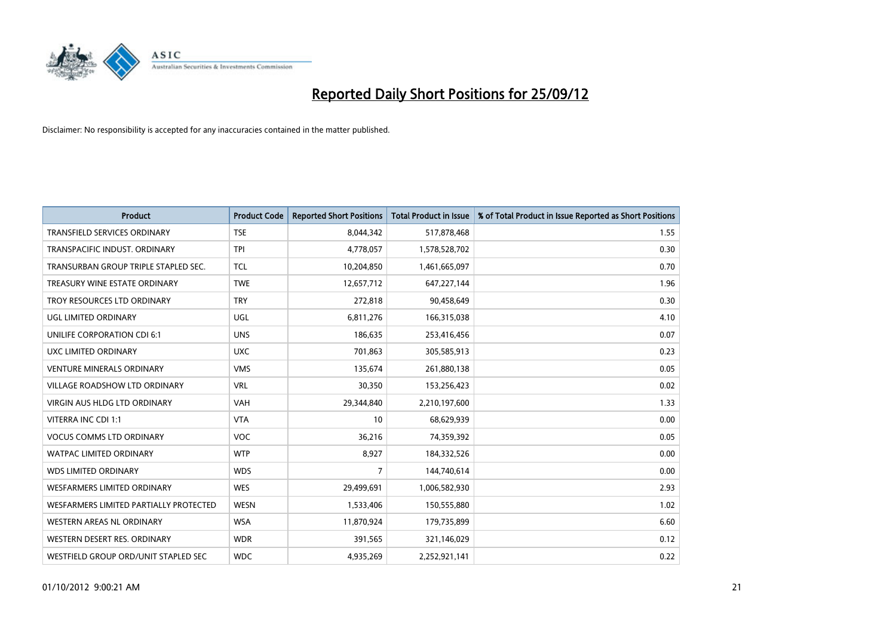# Reported Daily Short Positions for 25/09/12

Disclaimer: No responsibility is accepted for any inaccuracies contained in the matter published.

| Product | Product Code | Reported Short Positions | Total Product in Issue | % of Total Product in Issue Reported as Short Positions |
|---|---|---|---|---|
| TRANSFIELD SERVICES ORDINARY | TSE | 8,044,342 | 517,878,468 | 1.55 |
| TRANSPACIFIC INDUST. ORDINARY | TPI | 4,778,057 | 1,578,528,702 | 0.30 |
| TRANSURBAN GROUP TRIPLE STAPLED SEC. | TCL | 10,204,850 | 1,461,665,097 | 0.70 |
| TREASURY WINE ESTATE ORDINARY | TWE | 12,657,712 | 647,227,144 | 1.96 |
| TROY RESOURCES LTD ORDINARY | TRY | 272,818 | 90,458,649 | 0.30 |
| UGL LIMITED ORDINARY | UGL | 6,811,276 | 166,315,038 | 4.10 |
| UNILIFE CORPORATION CDI 6:1 | UNS | 186,635 | 253,416,456 | 0.07 |
| UXC LIMITED ORDINARY | UXC | 701,863 | 305,585,913 | 0.23 |
| VENTURE MINERALS ORDINARY | VMS | 135,674 | 261,880,138 | 0.05 |
| VILLAGE ROADSHOW LTD ORDINARY | VRL | 30,350 | 153,256,423 | 0.02 |
| VIRGIN AUS HLDG LTD ORDINARY | VAH | 29,344,840 | 2,210,197,600 | 1.33 |
| VITERRA INC CDI 1:1 | VTA | 10 | 68,629,939 | 0.00 |
| VOCUS COMMS LTD ORDINARY | VOC | 36,216 | 74,359,392 | 0.05 |
| WATPAC LIMITED ORDINARY | WTP | 8,927 | 184,332,526 | 0.00 |
| WDS LIMITED ORDINARY | WDS | 7 | 144,740,614 | 0.00 |
| WESFARMERS LIMITED ORDINARY | WES | 29,499,691 | 1,006,582,930 | 2.93 |
| WESFARMERS LIMITED PARTIALLY PROTECTED | WESN | 1,533,406 | 150,555,880 | 1.02 |
| WESTERN AREAS NL ORDINARY | WSA | 11,870,924 | 179,735,899 | 6.60 |
| WESTERN DESERT RES. ORDINARY | WDR | 391,565 | 321,146,029 | 0.12 |
| WESTFIELD GROUP ORD/UNIT STAPLED SEC | WDC | 4,935,269 | 2,252,921,141 | 0.22 |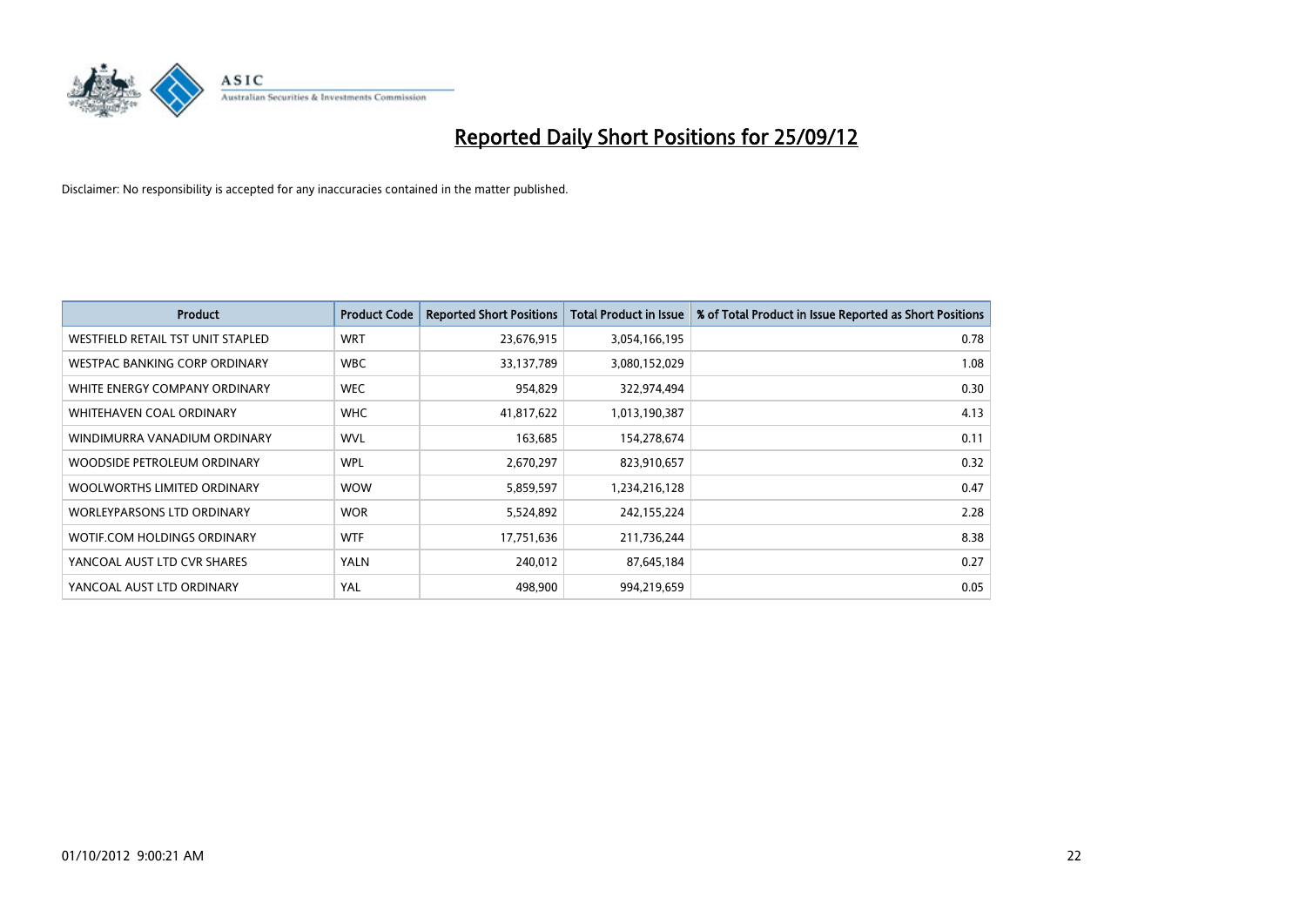# Reported Daily Short Positions for 25/09/12

Disclaimer: No responsibility is accepted for any inaccuracies contained in the matter published.

| Product | Product Code | Reported Short Positions | Total Product in Issue | % of Total Product in Issue Reported as Short Positions |
|---|---|---|---|---|
| WESTFIELD RETAIL TST UNIT STAPLED | WRT | 23,676,915 | 3,054,166,195 | 0.78 |
| WESTPAC BANKING CORP ORDINARY | WBC | 33,137,789 | 3,080,152,029 | 1.08 |
| WHITE ENERGY COMPANY ORDINARY | WEC | 954,829 | 322,974,494 | 0.30 |
| WHITEHAVEN COAL ORDINARY | WHC | 41,817,622 | 1,013,190,387 | 4.13 |
| WINDIMURRA VANADIUM ORDINARY | WVL | 163,685 | 154,278,674 | 0.11 |
| WOODSIDE PETROLEUM ORDINARY | WPL | 2,670,297 | 823,910,657 | 0.32 |
| WOOLWORTHS LIMITED ORDINARY | WOW | 5,859,597 | 1,234,216,128 | 0.47 |
| WORLEYPARSONS LTD ORDINARY | WOR | 5,524,892 | 242,155,224 | 2.28 |
| WOTIF.COM HOLDINGS ORDINARY | WTF | 17,751,636 | 211,736,244 | 8.38 |
| YANCOAL AUST LTD CVR SHARES | YALN | 240,012 | 87,645,184 | 0.27 |
| YANCOAL AUST LTD ORDINARY | YAL | 498,900 | 994,219,659 | 0.05 |